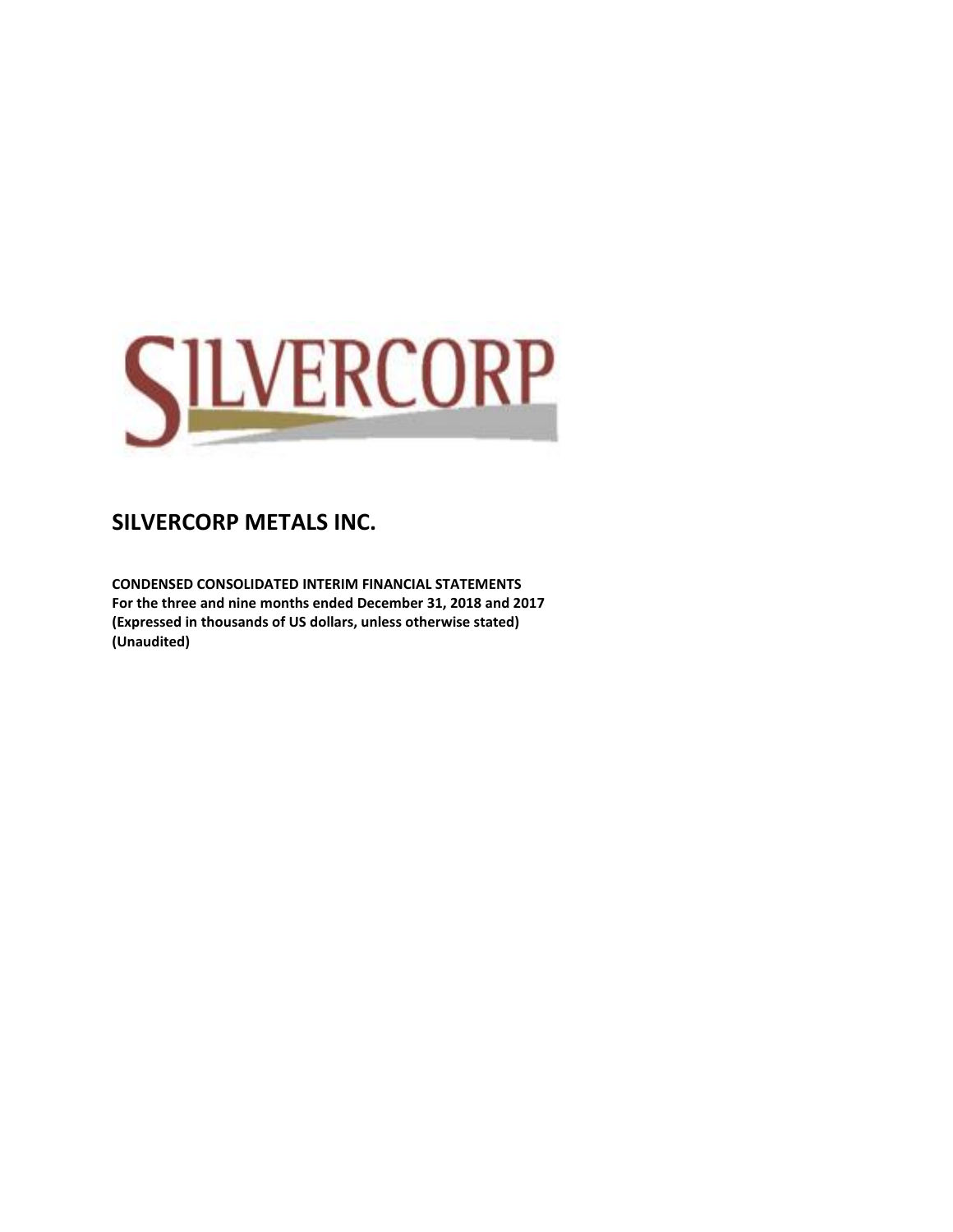# SILVERCORP METALS INC.

**CONDENSED CONSOLIDATED INTERIM FINANCIAL STATEMENTS**
**For the three and nine months ended December 31, 2018 and 2017**
**(Expressed in thousands of US dollars, unless otherwise stated)**
**(Unaudited)**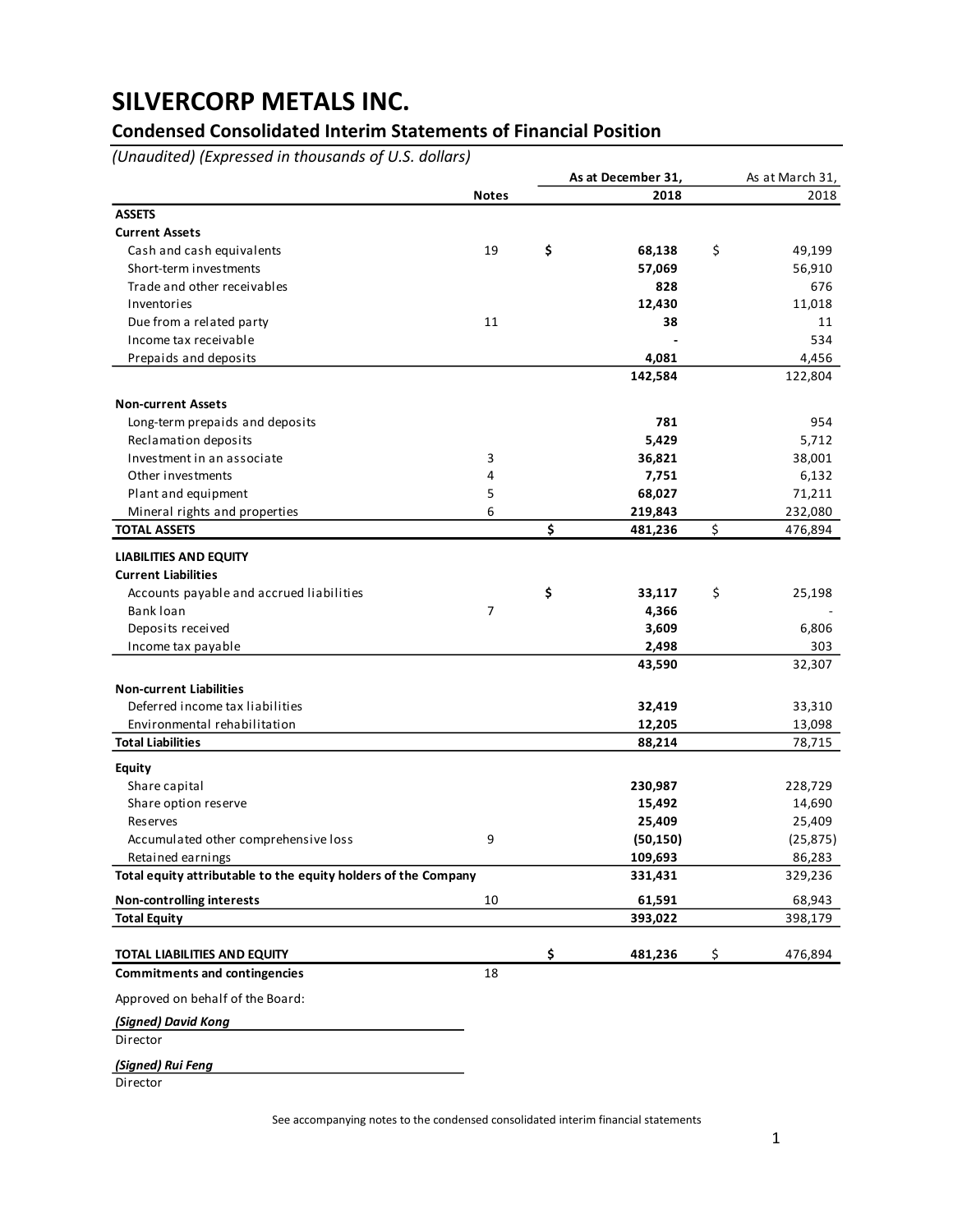# SILVERCORP METALS INC.

## Condensed Consolidated Interim Statements of Financial Position

*(Unaudited) (Expressed in thousands of U.S. dollars)*

| | Notes | As at December 31, 2018 | As at March 31, 2018 |
|---|---|---|---|
| **ASSETS** | | | |
| **Current Assets** | | | |
| Cash and cash equivalents | 19 | $ **68,138** | $ 49,199 |
| Short-term investments | | **57,069** | 56,910 |
| Trade and other receivables | | **828** | 676 |
| Inventories | | **12,430** | 11,018 |
| Due from a related party | 11 | **38** | 11 |
| Income tax receivable | | **-** | 534 |
| Prepaids and deposits | | **4,081** | 4,456 |
| | | **142,584** | 122,804 |
| **Non-current Assets** | | | |
| Long-term prepaids and deposits | | **781** | 954 |
| Reclamation deposits | | **5,429** | 5,712 |
| Investment in an associate | 3 | **36,821** | 38,001 |
| Other investments | 4 | **7,751** | 6,132 |
| Plant and equipment | 5 | **68,027** | 71,211 |
| Mineral rights and properties | 6 | **219,843** | 232,080 |
| **TOTAL ASSETS** | | $ **481,236** | $ 476,894 |
| **LIABILITIES AND EQUITY** | | | |
| **Current Liabilities** | | | |
| Accounts payable and accrued liabilities | | $ **33,117** | $ 25,198 |
| Bank loan | 7 | **4,366** | - |
| Deposits received | | **3,609** | 6,806 |
| Income tax payable | | **2,498** | 303 |
| | | **43,590** | 32,307 |
| **Non-current Liabilities** | | | |
| Deferred income tax liabilities | | **32,419** | 33,310 |
| Environmental rehabilitation | | **12,205** | 13,098 |
| **Total Liabilities** | | **88,214** | 78,715 |
| **Equity** | | | |
| Share capital | | **230,987** | 228,729 |
| Share option reserve | | **15,492** | 14,690 |
| Reserves | | **25,409** | 25,409 |
| Accumulated other comprehensive loss | 9 | **(50,150)** | (25,875) |
| Retained earnings | | **109,693** | 86,283 |
| **Total equity attributable to the equity holders of the Company** | | **331,431** | 329,236 |
| **Non-controlling interests** | 10 | **61,591** | 68,943 |
| **Total Equity** | | **393,022** | 398,179 |
| **TOTAL LIABILITIES AND EQUITY** | | $ **481,236** | $ 476,894 |
| **Commitments and contingencies** | 18 | | |

Approved on behalf of the Board:

***(Signed) David Kong***

Director

***(Signed) Rui Feng***

Director

See accompanying notes to the condensed consolidated interim financial statements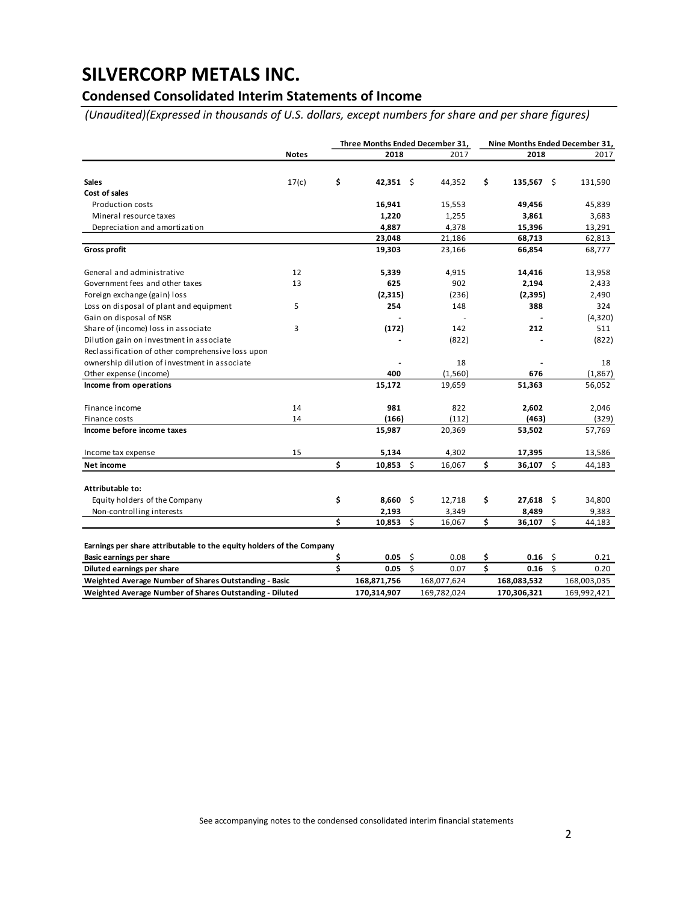# SILVERCORP METALS INC.

## Condensed Consolidated Interim Statements of Income

*(Unaudited)(Expressed in thousands of U.S. dollars, except numbers for share and per share figures)*

| | Notes | Three Months Ended December 31, 2018 | Three Months Ended December 31, 2017 | Nine Months Ended December 31, 2018 | Nine Months Ended December 31, 2017 |
|---|---|---|---|---|---|
| **Sales** | 17(c) | $ **42,351** | $ 44,352 | $ **135,567** | $ 131,590 |
| **Cost of sales** | | | | | |
| Production costs | | **16,941** | 15,553 | **49,456** | 45,839 |
| Mineral resource taxes | | **1,220** | 1,255 | **3,861** | 3,683 |
| Depreciation and amortization | | **4,887** | 4,378 | **15,396** | 13,291 |
| | | **23,048** | 21,186 | **68,713** | 62,813 |
| **Gross profit** | | **19,303** | 23,166 | **66,854** | 68,777 |
| General and administrative | 12 | **5,339** | 4,915 | **14,416** | 13,958 |
| Government fees and other taxes | 13 | **625** | 902 | **2,194** | 2,433 |
| Foreign exchange (gain) loss | | **(2,315)** | (236) | **(2,395)** | 2,490 |
| Loss on disposal of plant and equipment | 5 | **254** | 148 | **388** | 324 |
| Gain on disposal of NSR | | **-** | - | **-** | (4,320) |
| Share of (income) loss in associate | 3 | **(172)** | 142 | **212** | 511 |
| Dilution gain on investment in associate | | **-** | (822) | **-** | (822) |
| Reclassification of other comprehensive loss upon ownership dilution of investment in associate | | **-** | 18 | **-** | 18 |
| Other expense (income) | | **400** | (1,560) | **676** | (1,867) |
| **Income from operations** | | **15,172** | 19,659 | **51,363** | 56,052 |
| Finance income | 14 | **981** | 822 | **2,602** | 2,046 |
| Finance costs | 14 | **(166)** | (112) | **(463)** | (329) |
| **Income before income taxes** | | **15,987** | 20,369 | **53,502** | 57,769 |
| Income tax expense | 15 | **5,134** | 4,302 | **17,395** | 13,586 |
| **Net income** | | $ **10,853** | $ 16,067 | $ **36,107** | $ 44,183 |
| **Attributable to:** | | | | | |
| Equity holders of the Company | | $ **8,660** | $ 12,718 | $ **27,618** | $ 34,800 |
| Non-controlling interests | | **2,193** | 3,349 | **8,489** | 9,383 |
| | | $ **10,853** | $ 16,067 | $ **36,107** | $ 44,183 |
| **Earnings per share attributable to the equity holders of the Company** | | | | | |
| **Basic earnings per share** | | $ **0.05** | $ 0.08 | $ **0.16** | $ 0.21 |
| **Diluted earnings per share** | | $ **0.05** | $ 0.07 | $ **0.16** | $ 0.20 |
| **Weighted Average Number of Shares Outstanding - Basic** | | **168,871,756** | 168,077,624 | **168,083,532** | 168,003,035 |
| **Weighted Average Number of Shares Outstanding - Diluted** | | **170,314,907** | 169,782,024 | **170,306,321** | 169,992,421 |

See accompanying notes to the condensed consolidated interim financial statements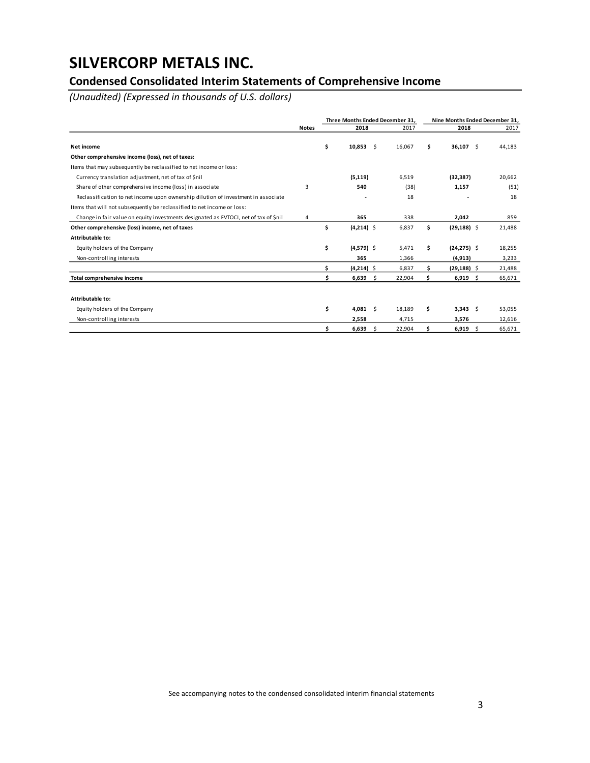# SILVERCORP METALS INC.

## Condensed Consolidated Interim Statements of Comprehensive Income

*(Unaudited) (Expressed in thousands of U.S. dollars)*

| | Notes | Three Months Ended December 31, | | Nine Months Ended December 31, | |
|---|---|---|---|---|---|
| | | **2018** | 2017 | **2018** | 2017 |
| **Net income** | | **$ 10,853** | $ 16,067 | **$ 36,107** | $ 44,183 |
| **Other comprehensive income (loss), net of taxes:** | | | | | |
| Items that may subsequently be reclassified to net income or loss: | | | | | |
| Currency translation adjustment, net of tax of $nil | | **(5,119)** | 6,519 | **(32,387)** | 20,662 |
| Share of other comprehensive income (loss) in associate | 3 | **540** | (38) | **1,157** | (51) |
| Reclassification to net income upon ownership dilution of investment in associate | | **-** | 18 | **-** | 18 |
| Items that will not subsequently be reclassified to net income or loss: | | | | | |
| Change in fair value on equity investments designated as FVTOCI, net of tax of $nil | 4 | **365** | 338 | **2,042** | 859 |
| **Other comprehensive (loss) income, net of taxes** | | **$ (4,214)** | $ 6,837 | **$ (29,188)** | $ 21,488 |
| **Attributable to:** | | | | | |
| Equity holders of the Company | | **$ (4,579)** | $ 5,471 | **$ (24,275)** | $ 18,255 |
| Non-controlling interests | | **365** | 1,366 | **(4,913)** | 3,233 |
| | | **$ (4,214)** | $ 6,837 | **$ (29,188)** | $ 21,488 |
| **Total comprehensive income** | | **$ 6,639** | $ 22,904 | **$ 6,919** | $ 65,671 |
| | | | | | |
| **Attributable to:** | | | | | |
| Equity holders of the Company | | **$ 4,081** | $ 18,189 | **$ 3,343** | $ 53,055 |
| Non-controlling interests | | **2,558** | 4,715 | **3,576** | 12,616 |
| | | **$ 6,639** | $ 22,904 | **$ 6,919** | $ 65,671 |

See accompanying notes to the condensed consolidated interim financial statements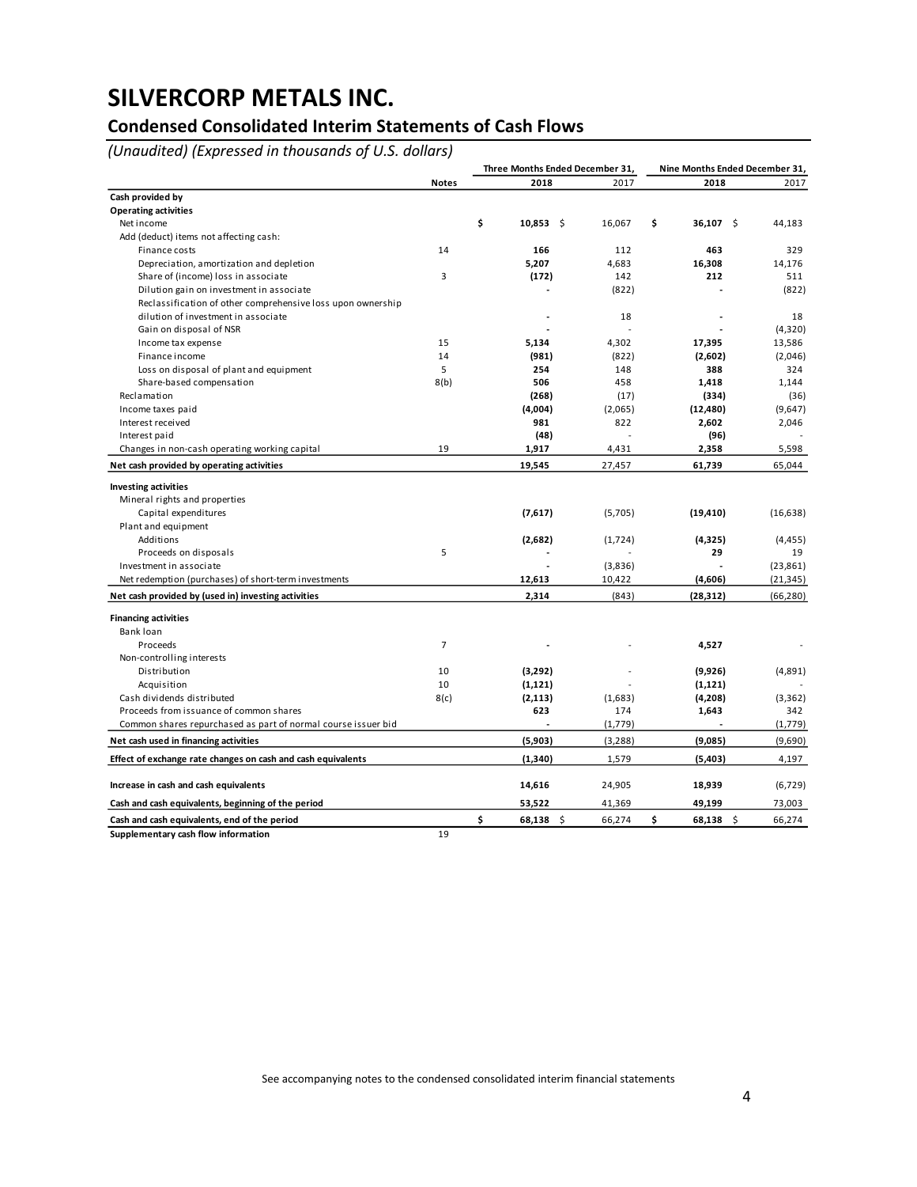# SILVERCORP METALS INC.

## Condensed Consolidated Interim Statements of Cash Flows

*(Unaudited) (Expressed in thousands of U.S. dollars)*

| | Notes | Three Months Ended December 31, 2018 | 2017 | Nine Months Ended December 31, 2018 | 2017 |
|---|---|---|---|---|---|
| **Cash provided by** | | | | | |
| **Operating activities** | | | | | |
| Net income | | **$ 10,853** | $ 16,067 | **$ 36,107** | $ 44,183 |
| Add (deduct) items not affecting cash: | | | | | |
| Finance costs | 14 | **166** | 112 | **463** | 329 |
| Depreciation, amortization and depletion | | **5,207** | 4,683 | **16,308** | 14,176 |
| Share of (income) loss in associate | 3 | **(172)** | 142 | **212** | 511 |
| Dilution gain on investment in associate | | **-** | (822) | **-** | (822) |
| Reclassification of other comprehensive loss upon ownership dilution of investment in associate | | **-** | 18 | **-** | 18 |
| Gain on disposal of NSR | | **-** | - | **-** | (4,320) |
| Income tax expense | 15 | **5,134** | 4,302 | **17,395** | 13,586 |
| Finance income | 14 | **(981)** | (822) | **(2,602)** | (2,046) |
| Loss on disposal of plant and equipment | 5 | **254** | 148 | **388** | 324 |
| Share-based compensation | 8(b) | **506** | 458 | **1,418** | 1,144 |
| Reclamation | | **(268)** | (17) | **(334)** | (36) |
| Income taxes paid | | **(4,004)** | (2,065) | **(12,480)** | (9,647) |
| Interest received | | **981** | 822 | **2,602** | 2,046 |
| Interest paid | | **(48)** | - | **(96)** | - |
| Changes in non-cash operating working capital | 19 | **1,917** | 4,431 | **2,358** | 5,598 |
| **Net cash provided by operating activities** | | **19,545** | 27,457 | **61,739** | 65,044 |
| **Investing activities** | | | | | |
| Mineral rights and properties | | | | | |
| Capital expenditures | | **(7,617)** | (5,705) | **(19,410)** | (16,638) |
| Plant and equipment | | | | | |
| Additions | | **(2,682)** | (1,724) | **(4,325)** | (4,455) |
| Proceeds on disposals | 5 | **-** | - | **29** | 19 |
| Investment in associate | | **-** | (3,836) | **-** | (23,861) |
| Net redemption (purchases) of short-term investments | | **12,613** | 10,422 | **(4,606)** | (21,345) |
| **Net cash provided by (used in) investing activities** | | **2,314** | (843) | **(28,312)** | (66,280) |
| **Financing activities** | | | | | |
| Bank loan | | | | | |
| Proceeds | 7 | **-** | - | **4,527** | - |
| Non-controlling interests | | | | | |
| Distribution | 10 | **(3,292)** | - | **(9,926)** | (4,891) |
| Acquisition | 10 | **(1,121)** | - | **(1,121)** | - |
| Cash dividends distributed | 8(c) | **(2,113)** | (1,683) | **(4,208)** | (3,362) |
| Proceeds from issuance of common shares | | **623** | 174 | **1,643** | 342 |
| Common shares repurchased as part of normal course issuer bid | | **-** | (1,779) | **-** | (1,779) |
| **Net cash used in financing activities** | | **(5,903)** | (3,288) | **(9,085)** | (9,690) |
| **Effect of exchange rate changes on cash and cash equivalents** | | **(1,340)** | 1,579 | **(5,403)** | 4,197 |
| **Increase in cash and cash equivalents** | | **14,616** | 24,905 | **18,939** | (6,729) |
| **Cash and cash equivalents, beginning of the period** | | **53,522** | 41,369 | **49,199** | 73,003 |
| **Cash and cash equivalents, end of the period** | | **$ 68,138** | $ 66,274 | **$ 68,138** | $ 66,274 |
| **Supplementary cash flow information** | 19 | | | | |

See accompanying notes to the condensed consolidated interim financial statements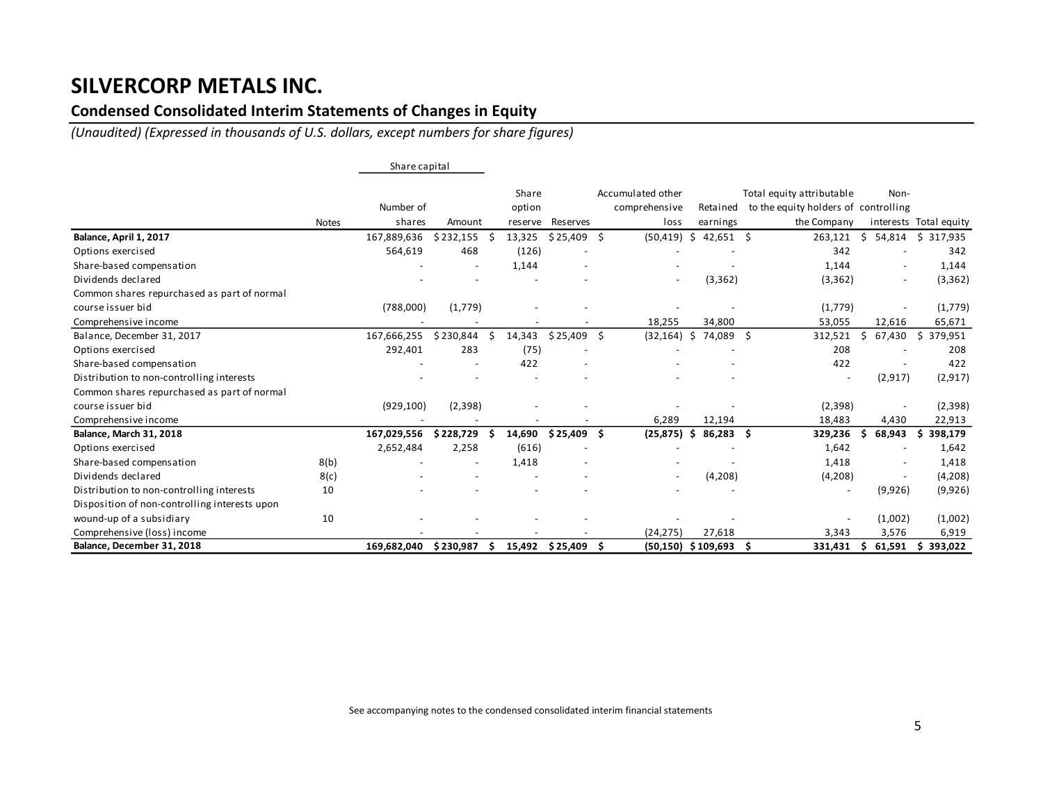# SILVERCORP METALS INC.

## Condensed Consolidated Interim Statements of Changes in Equity

*(Unaudited) (Expressed in thousands of U.S. dollars, except numbers for share figures)*

| | Notes | Share capital | | Share option reserve | Reserves | Accumulated other comprehensive loss | Retained earnings | Total equity attributable to the equity holders of the Company | Non-controlling interests | Total equity |
|---|---|---|---|---|---|---|---|---|---|---|
| | | Number of shares | Amount | | | | | | | |
| **Balance, April 1, 2017** | | 167,889,636 | $ 232,155 | $ 13,325 | $ 25,409 | $ (50,419) | $ 42,651 | $ 263,121 | $ 54,814 | $ 317,935 |
| Options exercised | | 564,619 | 468 | (126) | - | - | - | 342 | - | 342 |
| Share-based compensation | | - | - | 1,144 | - | - | - | 1,144 | - | 1,144 |
| Dividends declared | | - | - | - | - | - | (3,362) | (3,362) | - | (3,362) |
| Common shares repurchased as part of normal course issuer bid | | (788,000) | (1,779) | - | - | - | - | (1,779) | - | (1,779) |
| Comprehensive income | | - | - | - | - | 18,255 | 34,800 | 53,055 | 12,616 | 65,671 |
| Balance, December 31, 2017 | | 167,666,255 | $ 230,844 | $ 14,343 | $ 25,409 | $ (32,164) | $ 74,089 | $ 312,521 | $ 67,430 | $ 379,951 |
| Options exercised | | 292,401 | 283 | (75) | - | - | - | 208 | - | 208 |
| Share-based compensation | | - | - | 422 | - | - | - | 422 | - | 422 |
| Distribution to non-controlling interests | | - | - | - | - | - | - | - | (2,917) | (2,917) |
| Common shares repurchased as part of normal course issuer bid | | (929,100) | (2,398) | - | - | - | - | (2,398) | - | (2,398) |
| Comprehensive income | | - | - | - | - | 6,289 | 12,194 | 18,483 | 4,430 | 22,913 |
| **Balance, March 31, 2018** | | **167,029,556** | **$ 228,729** | **$ 14,690** | **$ 25,409** | **$ (25,875)** | **$ 86,283** | **$ 329,236** | **$ 68,943** | **$ 398,179** |
| Options exercised | | 2,652,484 | 2,258 | (616) | - | - | - | 1,642 | - | 1,642 |
| Share-based compensation | 8(b) | - | - | 1,418 | - | - | - | 1,418 | - | 1,418 |
| Dividends declared | 8(c) | - | - | - | - | - | (4,208) | (4,208) | - | (4,208) |
| Distribution to non-controlling interests | 10 | - | - | - | - | - | - | - | (9,926) | (9,926) |
| Disposition of non-controlling interests upon wound-up of a subsidiary | 10 | - | - | - | - | - | - | - | (1,002) | (1,002) |
| Comprehensive (loss) income | | - | - | - | - | (24,275) | 27,618 | 3,343 | 3,576 | 6,919 |
| **Balance, December 31, 2018** | | **169,682,040** | **$ 230,987** | **$ 15,492** | **$ 25,409** | **$ (50,150)** | **$ 109,693** | **$ 331,431** | **$ 61,591** | **$ 393,022** |

See accompanying notes to the condensed consolidated interim financial statements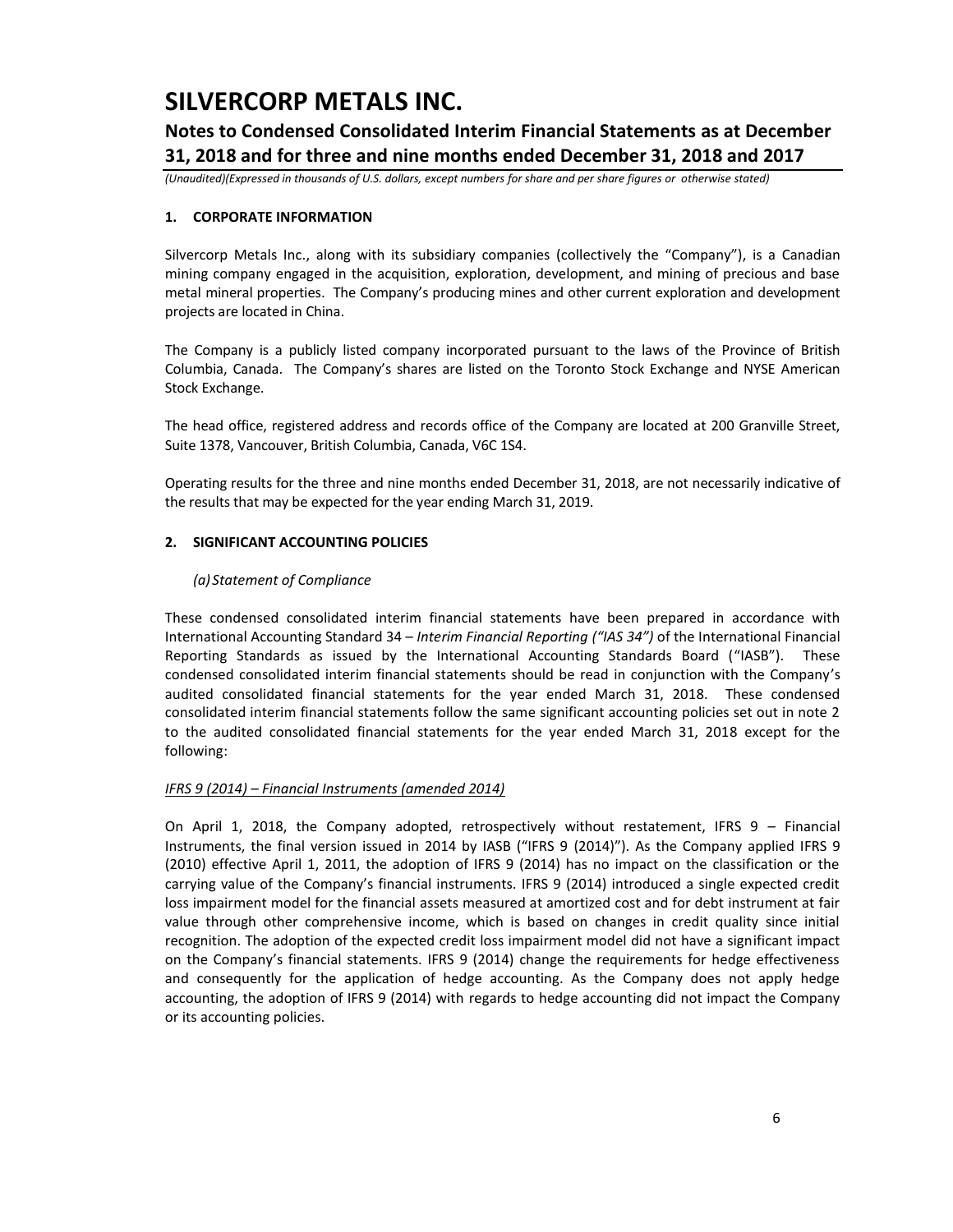# SILVERCORP METALS INC.

## Notes to Condensed Consolidated Interim Financial Statements as at December 31, 2018 and for three and nine months ended December 31, 2018 and 2017

*(Unaudited)(Expressed in thousands of U.S. dollars, except numbers for share and per share figures or otherwise stated)*

### 1. CORPORATE INFORMATION

Silvercorp Metals Inc., along with its subsidiary companies (collectively the "Company"), is a Canadian mining company engaged in the acquisition, exploration, development, and mining of precious and base metal mineral properties. The Company's producing mines and other current exploration and development projects are located in China.

The Company is a publicly listed company incorporated pursuant to the laws of the Province of British Columbia, Canada. The Company's shares are listed on the Toronto Stock Exchange and NYSE American Stock Exchange.

The head office, registered address and records office of the Company are located at 200 Granville Street, Suite 1378, Vancouver, British Columbia, Canada, V6C 1S4.

Operating results for the three and nine months ended December 31, 2018, are not necessarily indicative of the results that may be expected for the year ending March 31, 2019.

### 2. SIGNIFICANT ACCOUNTING POLICIES

*(a) Statement of Compliance*

These condensed consolidated interim financial statements have been prepared in accordance with International Accounting Standard 34 – *Interim Financial Reporting ("IAS 34")* of the International Financial Reporting Standards as issued by the International Accounting Standards Board ("IASB"). These condensed consolidated interim financial statements should be read in conjunction with the Company's audited consolidated financial statements for the year ended March 31, 2018. These condensed consolidated interim financial statements follow the same significant accounting policies set out in note 2 to the audited consolidated financial statements for the year ended March 31, 2018 except for the following:

*IFRS 9 (2014) – Financial Instruments (amended 2014)*

On April 1, 2018, the Company adopted, retrospectively without restatement, IFRS 9 – Financial Instruments, the final version issued in 2014 by IASB ("IFRS 9 (2014)"). As the Company applied IFRS 9 (2010) effective April 1, 2011, the adoption of IFRS 9 (2014) has no impact on the classification or the carrying value of the Company's financial instruments. IFRS 9 (2014) introduced a single expected credit loss impairment model for the financial assets measured at amortized cost and for debt instrument at fair value through other comprehensive income, which is based on changes in credit quality since initial recognition. The adoption of the expected credit loss impairment model did not have a significant impact on the Company's financial statements. IFRS 9 (2014) change the requirements for hedge effectiveness and consequently for the application of hedge accounting. As the Company does not apply hedge accounting, the adoption of IFRS 9 (2014) with regards to hedge accounting did not impact the Company or its accounting policies.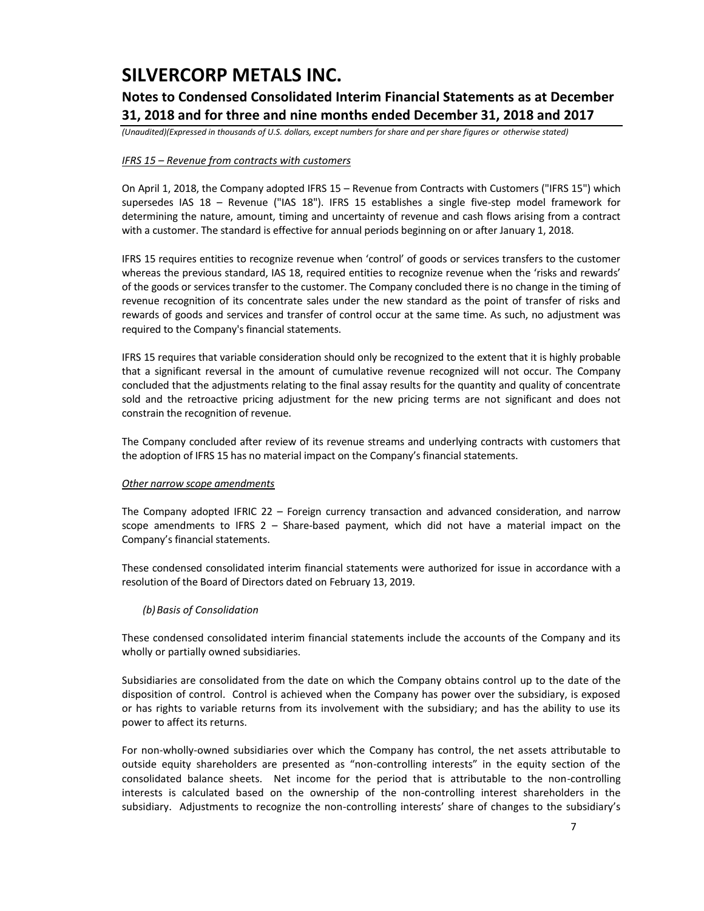*IFRS 15 – Revenue from contracts with customers*

On April 1, 2018, the Company adopted IFRS 15 – Revenue from Contracts with Customers ("IFRS 15") which supersedes IAS 18 – Revenue ("IAS 18"). IFRS 15 establishes a single five-step model framework for determining the nature, amount, timing and uncertainty of revenue and cash flows arising from a contract with a customer. The standard is effective for annual periods beginning on or after January 1, 2018.

IFRS 15 requires entities to recognize revenue when 'control' of goods or services transfers to the customer whereas the previous standard, IAS 18, required entities to recognize revenue when the 'risks and rewards' of the goods or services transfer to the customer. The Company concluded there is no change in the timing of revenue recognition of its concentrate sales under the new standard as the point of transfer of risks and rewards of goods and services and transfer of control occur at the same time. As such, no adjustment was required to the Company's financial statements.

IFRS 15 requires that variable consideration should only be recognized to the extent that it is highly probable that a significant reversal in the amount of cumulative revenue recognized will not occur. The Company concluded that the adjustments relating to the final assay results for the quantity and quality of concentrate sold and the retroactive pricing adjustment for the new pricing terms are not significant and does not constrain the recognition of revenue.

The Company concluded after review of its revenue streams and underlying contracts with customers that the adoption of IFRS 15 has no material impact on the Company's financial statements.

*Other narrow scope amendments*

The Company adopted IFRIC 22 – Foreign currency transaction and advanced consideration, and narrow scope amendments to IFRS 2 – Share-based payment, which did not have a material impact on the Company's financial statements.

These condensed consolidated interim financial statements were authorized for issue in accordance with a resolution of the Board of Directors dated on February 13, 2019.

*(b) Basis of Consolidation*

These condensed consolidated interim financial statements include the accounts of the Company and its wholly or partially owned subsidiaries.

Subsidiaries are consolidated from the date on which the Company obtains control up to the date of the disposition of control. Control is achieved when the Company has power over the subsidiary, is exposed or has rights to variable returns from its involvement with the subsidiary; and has the ability to use its power to affect its returns.

For non-wholly-owned subsidiaries over which the Company has control, the net assets attributable to outside equity shareholders are presented as "non-controlling interests" in the equity section of the consolidated balance sheets. Net income for the period that is attributable to the non-controlling interests is calculated based on the ownership of the non-controlling interest shareholders in the subsidiary. Adjustments to recognize the non-controlling interests' share of changes to the subsidiary's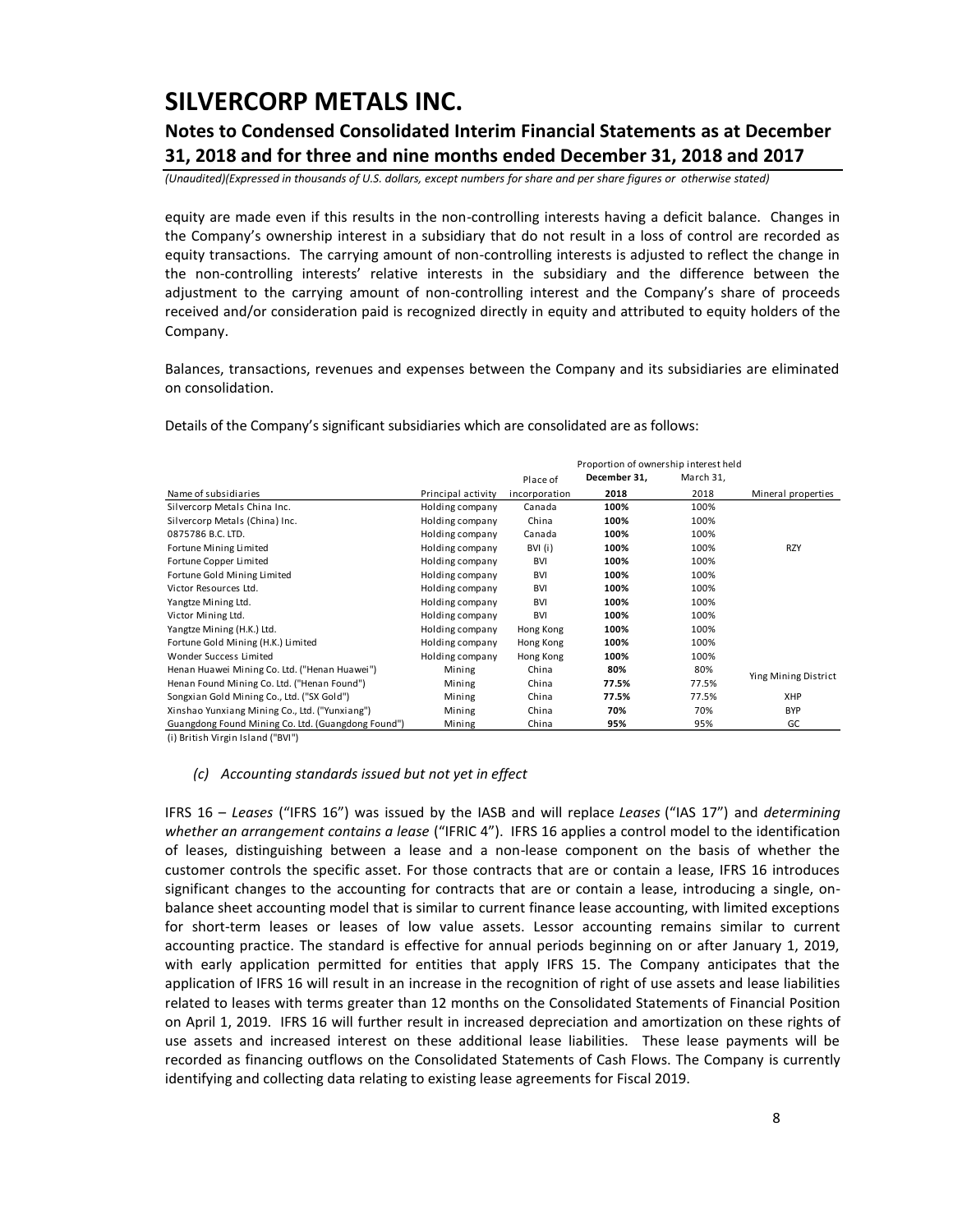equity are made even if this results in the non-controlling interests having a deficit balance. Changes in the Company's ownership interest in a subsidiary that do not result in a loss of control are recorded as equity transactions. The carrying amount of non-controlling interests is adjusted to reflect the change in the non-controlling interests' relative interests in the subsidiary and the difference between the adjustment to the carrying amount of non-controlling interest and the Company's share of proceeds received and/or consideration paid is recognized directly in equity and attributed to equity holders of the Company.

Balances, transactions, revenues and expenses between the Company and its subsidiaries are eliminated on consolidation.

Details of the Company's significant subsidiaries which are consolidated are as follows:

| | | | Proportion of ownership interest held | | |
|---|---|---|---|---|---|
| Name of subsidiaries | Principal activity | Place of incorporation | **December 31, 2018** | March 31, 2018 | Mineral properties |
| Silvercorp Metals China Inc. | Holding company | Canada | **100%** | 100% | |
| Silvercorp Metals (China) Inc. | Holding company | China | **100%** | 100% | |
| 0875786 B.C. LTD. | Holding company | Canada | **100%** | 100% | |
| Fortune Mining Limited | Holding company | BVI (i) | **100%** | 100% | RZY |
| Fortune Copper Limited | Holding company | BVI | **100%** | 100% | |
| Fortune Gold Mining Limited | Holding company | BVI | **100%** | 100% | |
| Victor Resources Ltd. | Holding company | BVI | **100%** | 100% | |
| Yangtze Mining Ltd. | Holding company | BVI | **100%** | 100% | |
| Victor Mining Ltd. | Holding company | BVI | **100%** | 100% | |
| Yangtze Mining (H.K.) Ltd. | Holding company | Hong Kong | **100%** | 100% | |
| Fortune Gold Mining (H.K.) Limited | Holding company | Hong Kong | **100%** | 100% | |
| Wonder Success Limited | Holding company | Hong Kong | **100%** | 100% | |
| Henan Huawei Mining Co. Ltd. ("Henan Huawei") | Mining | China | **80%** | 80% | Ying Mining District |
| Henan Found Mining Co. Ltd. ("Henan Found") | Mining | China | **77.5%** | 77.5% | Ying Mining District |
| Songxian Gold Mining Co., Ltd. ("SX Gold") | Mining | China | **77.5%** | 77.5% | XHP |
| Xinshao Yunxiang Mining Co., Ltd. ("Yunxiang") | Mining | China | **70%** | 70% | BYP |
| Guangdong Found Mining Co. Ltd. (Guangdong Found") | Mining | China | **95%** | 95% | GC |

(i) British Virgin Island ("BVI")

*(c) Accounting standards issued but not yet in effect*

IFRS 16 – *Leases* ("IFRS 16") was issued by the IASB and will replace *Leases* ("IAS 17") and *determining whether an arrangement contains a lease* ("IFRIC 4"). IFRS 16 applies a control model to the identification of leases, distinguishing between a lease and a non-lease component on the basis of whether the customer controls the specific asset. For those contracts that are or contain a lease, IFRS 16 introduces significant changes to the accounting for contracts that are or contain a lease, introducing a single, on-balance sheet accounting model that is similar to current finance lease accounting, with limited exceptions for short-term leases or leases of low value assets. Lessor accounting remains similar to current accounting practice. The standard is effective for annual periods beginning on or after January 1, 2019, with early application permitted for entities that apply IFRS 15. The Company anticipates that the application of IFRS 16 will result in an increase in the recognition of right of use assets and lease liabilities related to leases with terms greater than 12 months on the Consolidated Statements of Financial Position on April 1, 2019. IFRS 16 will further result in increased depreciation and amortization on these rights of use assets and increased interest on these additional lease liabilities. These lease payments will be recorded as financing outflows on the Consolidated Statements of Cash Flows. The Company is currently identifying and collecting data relating to existing lease agreements for Fiscal 2019.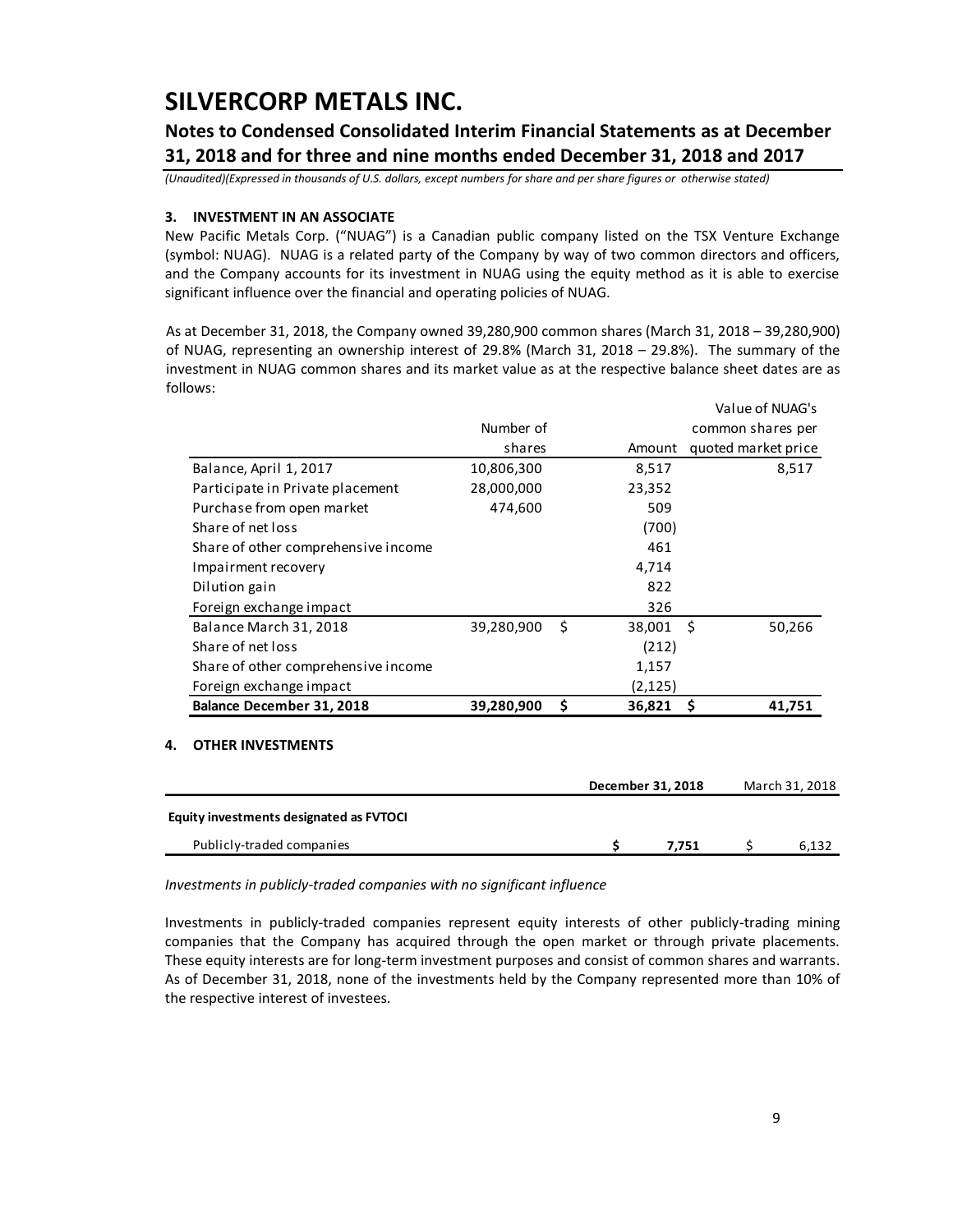# SILVERCORP METALS INC.

## Notes to Condensed Consolidated Interim Financial Statements as at December 31, 2018 and for three and nine months ended December 31, 2018 and 2017

*(Unaudited)(Expressed in thousands of U.S. dollars, except numbers for share and per share figures or otherwise stated)*

### 3. INVESTMENT IN AN ASSOCIATE

New Pacific Metals Corp. ("NUAG") is a Canadian public company listed on the TSX Venture Exchange (symbol: NUAG). NUAG is a related party of the Company by way of two common directors and officers, and the Company accounts for its investment in NUAG using the equity method as it is able to exercise significant influence over the financial and operating policies of NUAG.

As at December 31, 2018, the Company owned 39,280,900 common shares (March 31, 2018 – 39,280,900) of NUAG, representing an ownership interest of 29.8% (March 31, 2018 – 29.8%). The summary of the investment in NUAG common shares and its market value as at the respective balance sheet dates are as follows:

| | Number of shares | Amount | Value of NUAG's common shares per quoted market price |
|---|---|---|---|
| Balance, April 1, 2017 | 10,806,300 | 8,517 | 8,517 |
| Participate in Private placement | 28,000,000 | 23,352 | |
| Purchase from open market | 474,600 | 509 | |
| Share of net loss | | (700) | |
| Share of other comprehensive income | | 461 | |
| Impairment recovery | | 4,714 | |
| Dilution gain | | 822 | |
| Foreign exchange impact | | 326 | |
| Balance March 31, 2018 | 39,280,900 | $ 38,001 | $ 50,266 |
| Share of net loss | | (212) | |
| Share of other comprehensive income | | 1,157 | |
| Foreign exchange impact | | (2,125) | |
| **Balance December 31, 2018** | **39,280,900** | **$ 36,821** | **$ 41,751** |

### 4. OTHER INVESTMENTS

| | **December 31, 2018** | March 31, 2018 |
|---|---|---|
| **Equity investments designated as FVTOCI** | | |
| Publicly-traded companies | **$ 7,751** | $ 6,132 |

*Investments in publicly-traded companies with no significant influence*

Investments in publicly-traded companies represent equity interests of other publicly-trading mining companies that the Company has acquired through the open market or through private placements. These equity interests are for long-term investment purposes and consist of common shares and warrants. As of December 31, 2018, none of the investments held by the Company represented more than 10% of the respective interest of investees.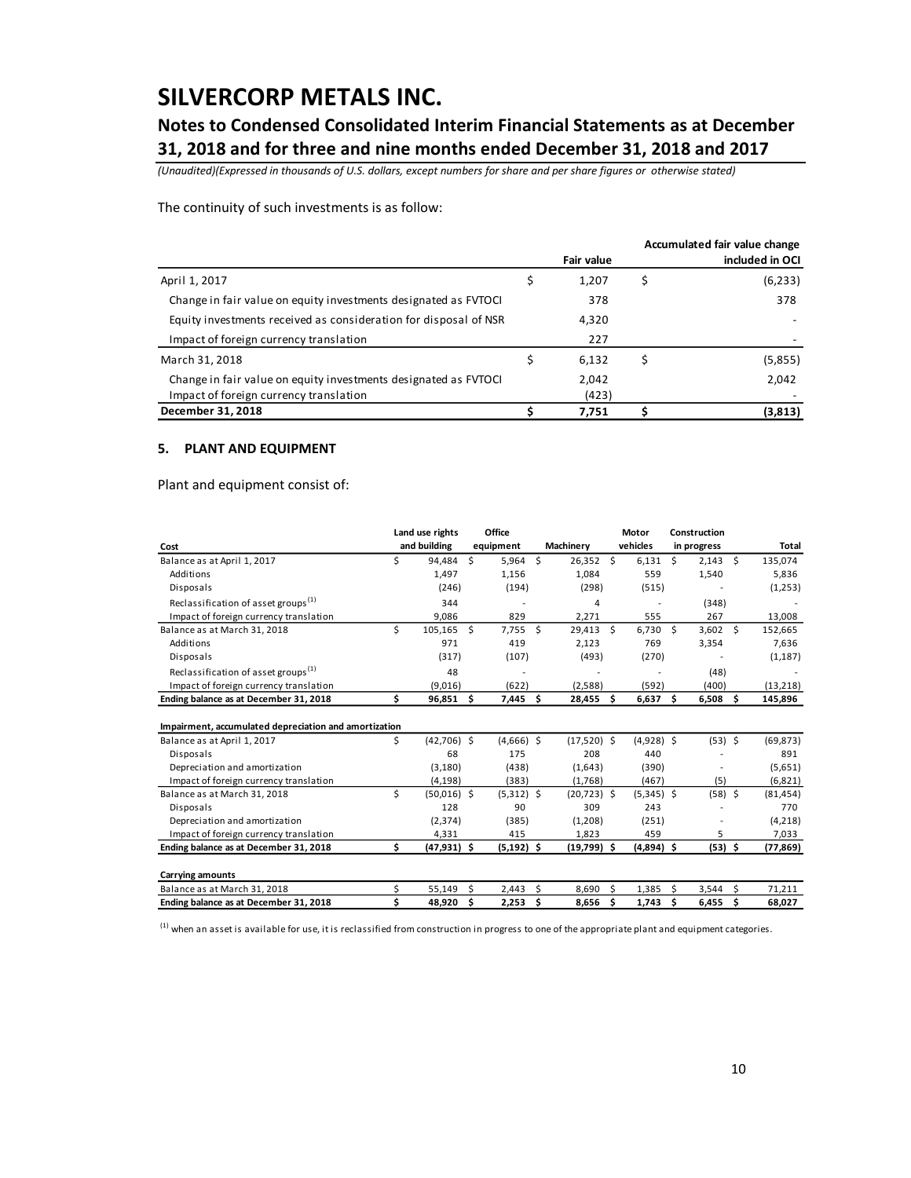The continuity of such investments is as follow:

| | Fair value | Accumulated fair value change included in OCI |
|---|---|---|
| April 1, 2017 | $ 1,207 | $ (6,233) |
| Change in fair value on equity investments designated as FVTOCI | 378 | 378 |
| Equity investments received as consideration for disposal of NSR | 4,320 | - |
| Impact of foreign currency translation | 227 | - |
| March 31, 2018 | $ 6,132 | $ (5,855) |
| Change in fair value on equity investments designated as FVTOCI | 2,042 | 2,042 |
| Impact of foreign currency translation | (423) | - |
| **December 31, 2018** | **$ 7,751** | **$ (3,813)** |

## 5. PLANT AND EQUIPMENT

Plant and equipment consist of:

| Cost | Land use rights and building | Office equipment | Machinery | Motor vehicles | Construction in progress | Total |
|---|---|---|---|---|---|---|
| Balance as at April 1, 2017 | $ 94,484 | $ 5,964 | $ 26,352 | $ 6,131 | $ 2,143 | $ 135,074 |
| Additions | 1,497 | 1,156 | 1,084 | 559 | 1,540 | 5,836 |
| Disposals | (246) | (194) | (298) | (515) | - | (1,253) |
| Reclassification of asset groups[(1)] | 344 | - | 4 | - | (348) | - |
| Impact of foreign currency translation | 9,086 | 829 | 2,271 | 555 | 267 | 13,008 |
| Balance as at March 31, 2018 | $ 105,165 | $ 7,755 | $ 29,413 | $ 6,730 | $ 3,602 | $ 152,665 |
| Additions | 971 | 419 | 2,123 | 769 | 3,354 | 7,636 |
| Disposals | (317) | (107) | (493) | (270) | - | (1,187) |
| Reclassification of asset groups[(1)] | 48 | - | - | - | (48) | - |
| Impact of foreign currency translation | (9,016) | (622) | (2,588) | (592) | (400) | (13,218) |
| **Ending balance as at December 31, 2018** | **$ 96,851** | **$ 7,445** | **$ 28,455** | **$ 6,637** | **$ 6,508** | **$ 145,896** |
| **Impairment, accumulated depreciation and amortization** | | | | | | |
| Balance as at April 1, 2017 | $ (42,706) | $ (4,666) | $ (17,520) | $ (4,928) | $ (53) | $ (69,873) |
| Disposals | 68 | 175 | 208 | 440 | - | 891 |
| Depreciation and amortization | (3,180) | (438) | (1,643) | (390) | - | (5,651) |
| Impact of foreign currency translation | (4,198) | (383) | (1,768) | (467) | (5) | (6,821) |
| Balance as at March 31, 2018 | $ (50,016) | $ (5,312) | $ (20,723) | $ (5,345) | $ (58) | $ (81,454) |
| Disposals | 128 | 90 | 309 | 243 | - | 770 |
| Depreciation and amortization | (2,374) | (385) | (1,208) | (251) | - | (4,218) |
| Impact of foreign currency translation | 4,331 | 415 | 1,823 | 459 | 5 | 7,033 |
| **Ending balance as at December 31, 2018** | **$ (47,931)** | **$ (5,192)** | **$ (19,799)** | **$ (4,894)** | **$ (53)** | **$ (77,869)** |
| **Carrying amounts** | | | | | | |
| Balance as at March 31, 2018 | $ 55,149 | $ 2,443 | $ 8,690 | $ 1,385 | $ 3,544 | $ 71,211 |
| **Ending balance as at December 31, 2018** | **$ 48,920** | **$ 2,253** | **$ 8,656** | **$ 1,743** | **$ 6,455** | **$ 68,027** |

(1) when an asset is available for use, it is reclassified from construction in progress to one of the appropriate plant and equipment categories.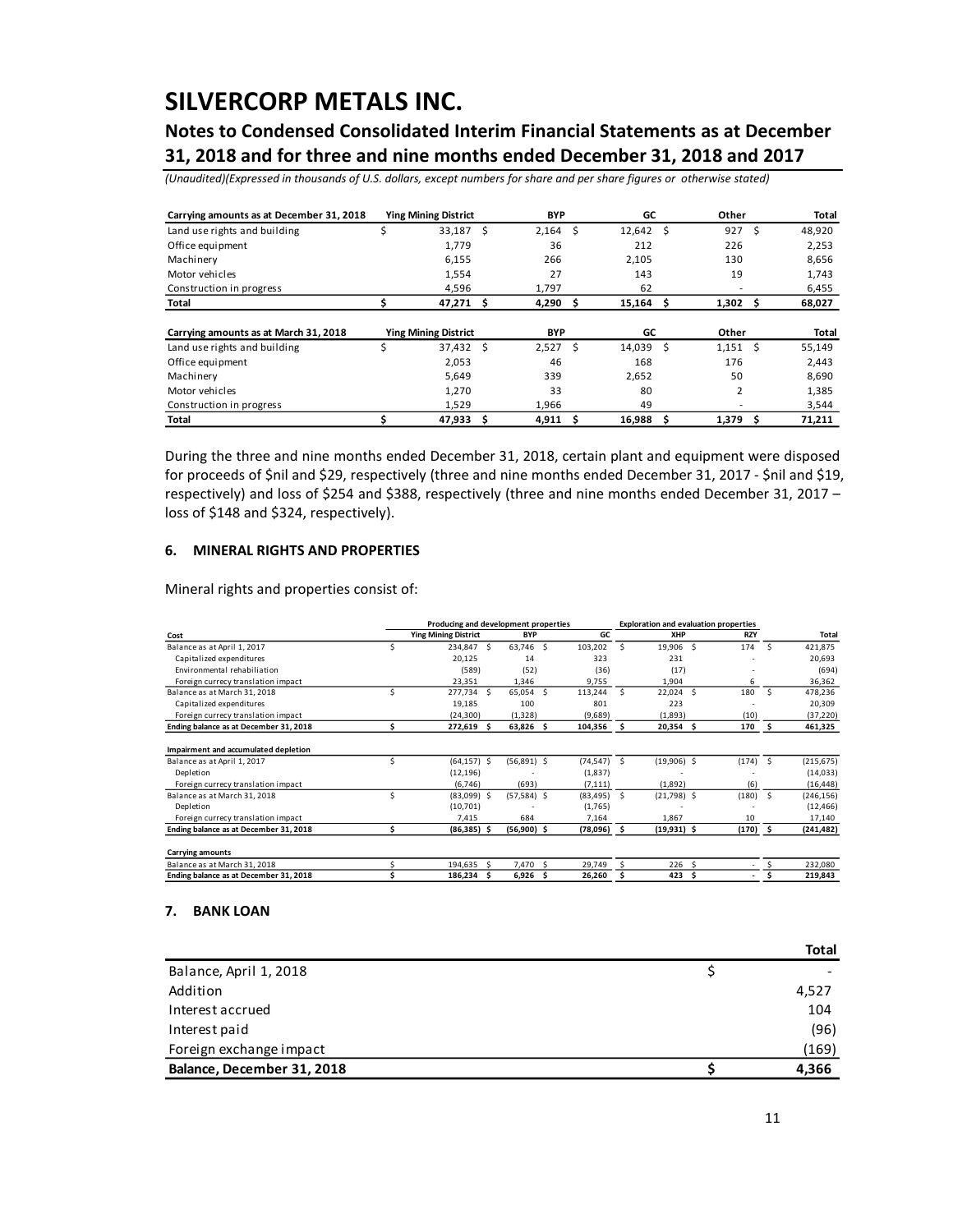| Carrying amounts as at December 31, 2018 | Ying Mining District | BYP | GC | Other | Total |
|---|---|---|---|---|---|
| Land use rights and building | $ 33,187 | $ 2,164 | $ 12,642 | $ 927 | $ 48,920 |
| Office equipment | 1,779 | 36 | 212 | 226 | 2,253 |
| Machinery | 6,155 | 266 | 2,105 | 130 | 8,656 |
| Motor vehicles | 1,554 | 27 | 143 | 19 | 1,743 |
| Construction in progress | 4,596 | 1,797 | 62 | - | 6,455 |
| **Total** | **$ 47,271** | **$ 4,290** | **$ 15,164** | **$ 1,302** | **$ 68,027** |

| Carrying amounts as at March 31, 2018 | Ying Mining District | BYP | GC | Other | Total |
|---|---|---|---|---|---|
| Land use rights and building | $ 37,432 | $ 2,527 | $ 14,039 | $ 1,151 | $ 55,149 |
| Office equipment | 2,053 | 46 | 168 | 176 | 2,443 |
| Machinery | 5,649 | 339 | 2,652 | 50 | 8,690 |
| Motor vehicles | 1,270 | 33 | 80 | 2 | 1,385 |
| Construction in progress | 1,529 | 1,966 | 49 | - | 3,544 |
| **Total** | **$ 47,933** | **$ 4,911** | **$ 16,988** | **$ 1,379** | **$ 71,211** |

During the three and nine months ended December 31, 2018, certain plant and equipment were disposed for proceeds of $nil and $29, respectively (three and nine months ended December 31, 2017 - $nil and $19, respectively) and loss of $254 and $388, respectively (three and nine months ended December 31, 2017 – loss of $148 and $324, respectively).

## 6. MINERAL RIGHTS AND PROPERTIES

Mineral rights and properties consist of:

| | Producing and development properties | | | Exploration and evaluation properties | | |
|---|---|---|---|---|---|---|
| **Cost** | **Ying Mining District** | **BYP** | **GC** | **XHP** | **RZY** | **Total** |
| Balance as at April 1, 2017 | $ 234,847 | $ 63,746 | $ 103,202 | $ 19,906 | $ 174 | $ 421,875 |
| Capitalized expenditures | 20,125 | 14 | 323 | 231 | - | 20,693 |
| Environmental rehabiliation | (589) | (52) | (36) | (17) | - | (694) |
| Foreign currecy translation impact | 23,351 | 1,346 | 9,755 | 1,904 | 6 | 36,362 |
| Balance as at March 31, 2018 | $ 277,734 | $ 65,054 | $ 113,244 | $ 22,024 | $ 180 | $ 478,236 |
| Capitalized expenditures | 19,185 | 100 | 801 | 223 | - | 20,309 |
| Foreign currecy translation impact | (24,300) | (1,328) | (9,689) | (1,893) | (10) | (37,220) |
| **Ending balance as at December 31, 2018** | **$ 272,619** | **$ 63,826** | **$ 104,356** | **$ 20,354** | **$ 170** | **$ 461,325** |
| **Impairment and accumulated depletion** | | | | | | |
| Balance as at April 1, 2017 | $ (64,157) | $ (56,891) | $ (74,547) | $ (19,906) | $ (174) | $ (215,675) |
| Depletion | (12,196) | - | (1,837) | - | - | (14,033) |
| Foreign currecy translation impact | (6,746) | (693) | (7,111) | (1,892) | (6) | (16,448) |
| Balance as at March 31, 2018 | $ (83,099) | $ (57,584) | $ (83,495) | $ (21,798) | $ (180) | $ (246,156) |
| Depletion | (10,701) | - | (1,765) | - | - | (12,466) |
| Foreign currecy translation impact | 7,415 | 684 | 7,164 | 1,867 | 10 | 17,140 |
| **Ending balance as at December 31, 2018** | **$ (86,385)** | **$ (56,900)** | **$ (78,096)** | **$ (19,931)** | **$ (170)** | **$ (241,482)** |
| **Carrying amounts** | | | | | | |
| Balance as at March 31, 2018 | $ 194,635 | $ 7,470 | $ 29,749 | $ 226 | $ - | $ 232,080 |
| **Ending balance as at December 31, 2018** | **$ 186,234** | **$ 6,926** | **$ 26,260** | **$ 423** | **$ -** | **$ 219,843** |

## 7. BANK LOAN

| | Total |
|---|---|
| Balance, April 1, 2018 | $ - |
| Addition | 4,527 |
| Interest accrued | 104 |
| Interest paid | (96) |
| Foreign exchange impact | (169) |
| **Balance, December 31, 2018** | **$ 4,366** |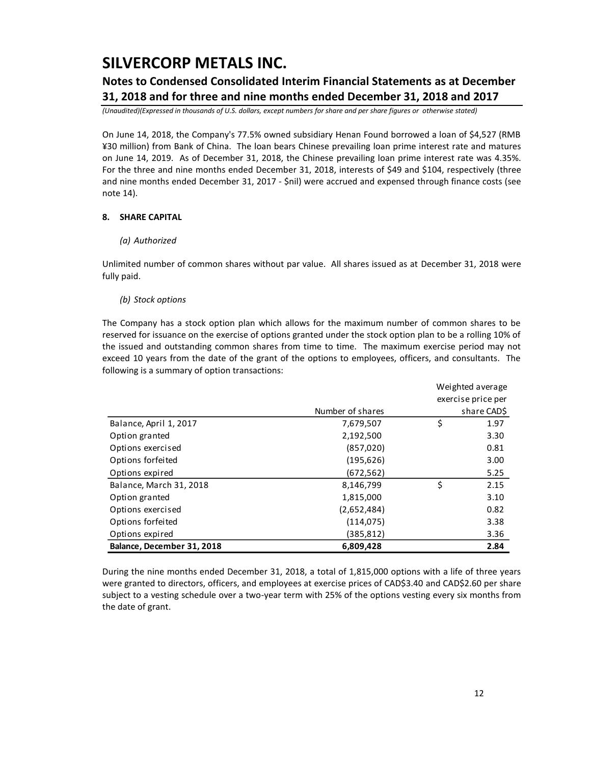On June 14, 2018, the Company's 77.5% owned subsidiary Henan Found borrowed a loan of $4,527 (RMB ¥30 million) from Bank of China. The loan bears Chinese prevailing loan prime interest rate and matures on June 14, 2019. As of December 31, 2018, the Chinese prevailing loan prime interest rate was 4.35%. For the three and nine months ended December 31, 2018, interests of $49 and $104, respectively (three and nine months ended December 31, 2017 - $nil) were accrued and expensed through finance costs (see note 14).

## 8. SHARE CAPITAL

### *(a) Authorized*

Unlimited number of common shares without par value. All shares issued as at December 31, 2018 were fully paid.

### *(b) Stock options*

The Company has a stock option plan which allows for the maximum number of common shares to be reserved for issuance on the exercise of options granted under the stock option plan to be a rolling 10% of the issued and outstanding common shares from time to time. The maximum exercise period may not exceed 10 years from the date of the grant of the options to employees, officers, and consultants. The following is a summary of option transactions:

| | Number of shares | Weighted average exercise price per share CAD$ |
|---|---|---|
| Balance, April 1, 2017 | 7,679,507 | $ 1.97 |
| Option granted | 2,192,500 | 3.30 |
| Options exercised | (857,020) | 0.81 |
| Options forfeited | (195,626) | 3.00 |
| Options expired | (672,562) | 5.25 |
| Balance, March 31, 2018 | 8,146,799 | $ 2.15 |
| Option granted | 1,815,000 | 3.10 |
| Options exercised | (2,652,484) | 0.82 |
| Options forfeited | (114,075) | 3.38 |
| Options expired | (385,812) | 3.36 |
| **Balance, December 31, 2018** | **6,809,428** | **2.84** |

During the nine months ended December 31, 2018, a total of 1,815,000 options with a life of three years were granted to directors, officers, and employees at exercise prices of CAD$3.40 and CAD$2.60 per share subject to a vesting schedule over a two-year term with 25% of the options vesting every six months from the date of grant.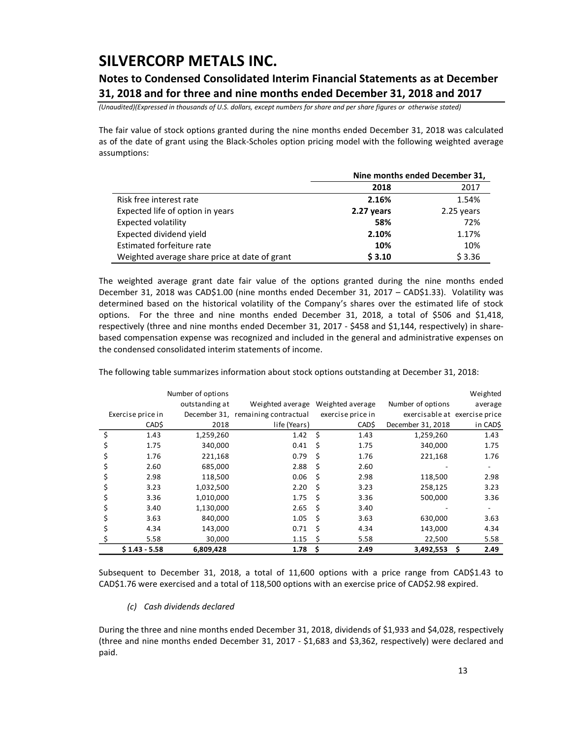The fair value of stock options granted during the nine months ended December 31, 2018 was calculated as of the date of grant using the Black-Scholes option pricing model with the following weighted average assumptions:

| | Nine months ended December 31, | |
|---|---|---|
| | **2018** | 2017 |
| Risk free interest rate | **2.16%** | 1.54% |
| Expected life of option in years | **2.27 years** | 2.25 years |
| Expected volatility | **58%** | 72% |
| Expected dividend yield | **2.10%** | 1.17% |
| Estimated forfeiture rate | **10%** | 10% |
| Weighted average share price at date of grant | **$ 3.10** | $ 3.36 |

The weighted average grant date fair value of the options granted during the nine months ended December 31, 2018 was CAD$1.00 (nine months ended December 31, 2017 – CAD$1.33). Volatility was determined based on the historical volatility of the Company's shares over the estimated life of stock options. For the three and nine months ended December 31, 2018, a total of $506 and $1,418, respectively (three and nine months ended December 31, 2017 - $458 and $1,144, respectively) in share-based compensation expense was recognized and included in the general and administrative expenses on the condensed consolidated interim statements of income.

The following table summarizes information about stock options outstanding at December 31, 2018:

| Exercise price in CAD$ | Number of options outstanding at December 31, 2018 | Weighted average remaining contractual life (Years) | Weighted average exercise price in CAD$ | Number of options exercisable at December 31, 2018 | Weighted average exercise price in CAD$ |
|---|---|---|---|---|---|
| $ 1.43 | 1,259,260 | 1.42 | $ 1.43 | 1,259,260 | 1.43 |
| $ 1.75 | 340,000 | 0.41 | $ 1.75 | 340,000 | 1.75 |
| $ 1.76 | 221,168 | 0.79 | $ 1.76 | 221,168 | 1.76 |
| $ 2.60 | 685,000 | 2.88 | $ 2.60 | - | - |
| $ 2.98 | 118,500 | 0.06 | $ 2.98 | 118,500 | 2.98 |
| $ 3.23 | 1,032,500 | 2.20 | $ 3.23 | 258,125 | 3.23 |
| $ 3.36 | 1,010,000 | 1.75 | $ 3.36 | 500,000 | 3.36 |
| $ 3.40 | 1,130,000 | 2.65 | $ 3.40 | - | - |
| $ 3.63 | 840,000 | 1.05 | $ 3.63 | 630,000 | 3.63 |
| $ 4.34 | 143,000 | 0.71 | $ 4.34 | 143,000 | 4.34 |
| $ 5.58 | 30,000 | 1.15 | $ 5.58 | 22,500 | 5.58 |
| **$ 1.43 - 5.58** | **6,809,428** | **1.78** | **$ 2.49** | **3,492,553** | **$ 2.49** |

Subsequent to December 31, 2018, a total of 11,600 options with a price range from CAD$1.43 to CAD$1.76 were exercised and a total of 118,500 options with an exercise price of CAD$2.98 expired.

*(c) Cash dividends declared*

During the three and nine months ended December 31, 2018, dividends of $1,933 and $4,028, respectively (three and nine months ended December 31, 2017 - $1,683 and $3,362, respectively) were declared and paid.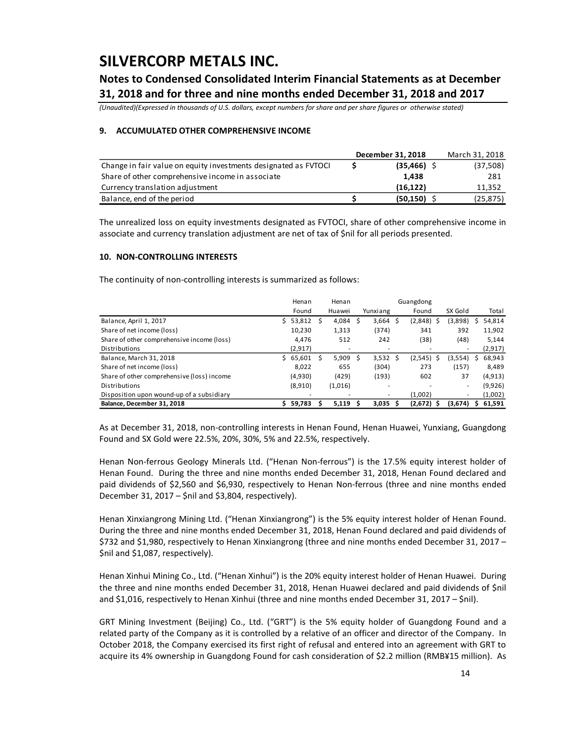## 9. ACCUMULATED OTHER COMPREHENSIVE INCOME

| | December 31, 2018 | March 31, 2018 |
|---|---|---|
| Change in fair value on equity investments designated as FVTOCI | **$ (35,466)** | $ (37,508) |
| Share of other comprehensive income in associate | **1,438** | 281 |
| Currency translation adjustment | **(16,122)** | 11,352 |
| Balance, end of the period | **$ (50,150)** | $ (25,875) |

The unrealized loss on equity investments designated as FVTOCI, share of other comprehensive income in associate and currency translation adjustment are net of tax of $nil for all periods presented.

## 10. NON-CONTROLLING INTERESTS

The continuity of non-controlling interests is summarized as follows:

| | Henan Found | Henan Huawei | Yunxiang | Guangdong Found | SX Gold | Total |
|---|---|---|---|---|---|---|
| Balance, April 1, 2017 | $ 53,812 | $ 4,084 | $ 3,664 | $ (2,848) | $ (3,898) | $ 54,814 |
| Share of net income (loss) | 10,230 | 1,313 | (374) | 341 | 392 | 11,902 |
| Share of other comprehensive income (loss) | 4,476 | 512 | 242 | (38) | (48) | 5,144 |
| Distributions | (2,917) | - | - | - | - | (2,917) |
| Balance, March 31, 2018 | $ 65,601 | $ 5,909 | $ 3,532 | $ (2,545) | $ (3,554) | $ 68,943 |
| Share of net income (loss) | 8,022 | 655 | (304) | 273 | (157) | 8,489 |
| Share of other comprehensive (loss) income | (4,930) | (429) | (193) | 602 | 37 | (4,913) |
| Distributions | (8,910) | (1,016) | - | - | - | (9,926) |
| Disposition upon wound-up of a subsidiary | - | - | - | (1,002) | - | (1,002) |
| **Balance, December 31, 2018** | **$ 59,783** | **$ 5,119** | **$ 3,035** | **$ (2,672)** | **$ (3,674)** | **$ 61,591** |

As at December 31, 2018, non-controlling interests in Henan Found, Henan Huawei, Yunxiang, Guangdong Found and SX Gold were 22.5%, 20%, 30%, 5% and 22.5%, respectively.

Henan Non-ferrous Geology Minerals Ltd. ("Henan Non-ferrous") is the 17.5% equity interest holder of Henan Found. During the three and nine months ended December 31, 2018, Henan Found declared and paid dividends of $2,560 and $6,930, respectively to Henan Non-ferrous (three and nine months ended December 31, 2017 – $nil and $3,804, respectively).

Henan Xinxiangrong Mining Ltd. ("Henan Xinxiangrong") is the 5% equity interest holder of Henan Found. During the three and nine months ended December 31, 2018, Henan Found declared and paid dividends of $732 and $1,980, respectively to Henan Xinxiangrong (three and nine months ended December 31, 2017 – $nil and $1,087, respectively).

Henan Xinhui Mining Co., Ltd. ("Henan Xinhui") is the 20% equity interest holder of Henan Huawei. During the three and nine months ended December 31, 2018, Henan Huawei declared and paid dividends of $nil and $1,016, respectively to Henan Xinhui (three and nine months ended December 31, 2017 – $nil).

GRT Mining Investment (Beijing) Co., Ltd. ("GRT") is the 5% equity holder of Guangdong Found and a related party of the Company as it is controlled by a relative of an officer and director of the Company. In October 2018, the Company exercised its first right of refusal and entered into an agreement with GRT to acquire its 4% ownership in Guangdong Found for cash consideration of $2.2 million (RMB¥15 million). As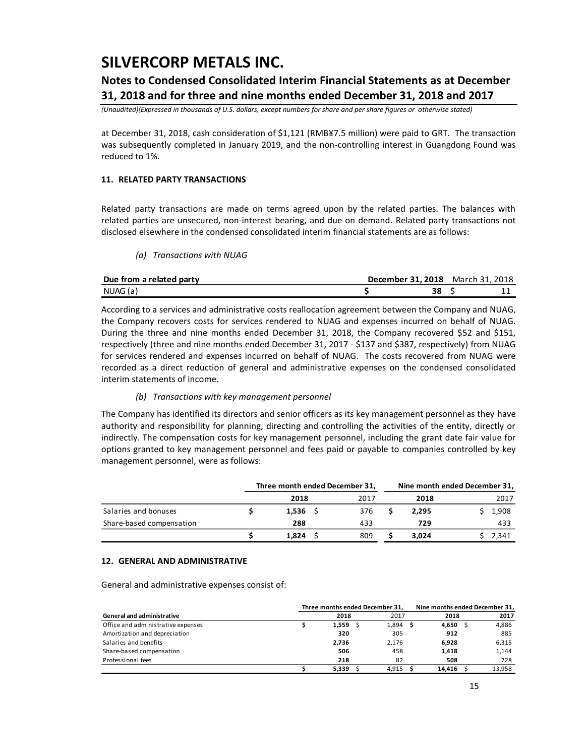at December 31, 2018, cash consideration of $1,121 (RMB¥7.5 million) were paid to GRT. The transaction was subsequently completed in January 2019, and the non-controlling interest in Guangdong Found was reduced to 1%.

## 11. RELATED PARTY TRANSACTIONS

Related party transactions are made on terms agreed upon by the related parties. The balances with related parties are unsecured, non-interest bearing, and due on demand. Related party transactions not disclosed elsewhere in the condensed consolidated interim financial statements are as follows:

*(a) Transactions with NUAG*

| Due from a related party | December 31, 2018 | March 31, 2018 |
|---|---|---|
| NUAG (a) | $ 38 | $ 11 |

According to a services and administrative costs reallocation agreement between the Company and NUAG, the Company recovers costs for services rendered to NUAG and expenses incurred on behalf of NUAG. During the three and nine months ended December 31, 2018, the Company recovered $52 and $151, respectively (three and nine months ended December 31, 2017 - $137 and $387, respectively) from NUAG for services rendered and expenses incurred on behalf of NUAG. The costs recovered from NUAG were recorded as a direct reduction of general and administrative expenses on the condensed consolidated interim statements of income.

*(b) Transactions with key management personnel*

The Company has identified its directors and senior officers as its key management personnel as they have authority and responsibility for planning, directing and controlling the activities of the entity, directly or indirectly. The compensation costs for key management personnel, including the grant date fair value for options granted to key management personnel and fees paid or payable to companies controlled by key management personnel, were as follows:

| | Three month ended December 31, | | Nine month ended December 31, | |
|---|---|---|---|---|
| | 2018 | 2017 | 2018 | 2017 |
| Salaries and bonuses | $ 1,536 | $ 376 | $ 2,295 | $ 1,908 |
| Share-based compensation | 288 | 433 | 729 | 433 |
| | $ 1,824 | $ 809 | $ 3,024 | $ 2,341 |

## 12. GENERAL AND ADMINISTRATIVE

General and administrative expenses consist of:

| | Three months ended December 31, | | Nine months ended December 31, | |
|---|---|---|---|---|
| General and administrative | 2018 | 2017 | 2018 | 2017 |
| Office and administrative expenses | $ 1,559 | $ 1,894 | $ 4,650 | $ 4,886 |
| Amortization and depreciation | 320 | 305 | 912 | 885 |
| Salaries and benefits | 2,736 | 2,176 | 6,928 | 6,315 |
| Share-based compensation | 506 | 458 | 1,418 | 1,144 |
| Professional fees | 218 | 82 | 508 | 728 |
| | $ 5,339 | $ 4,915 | $ 14,416 | $ 13,958 |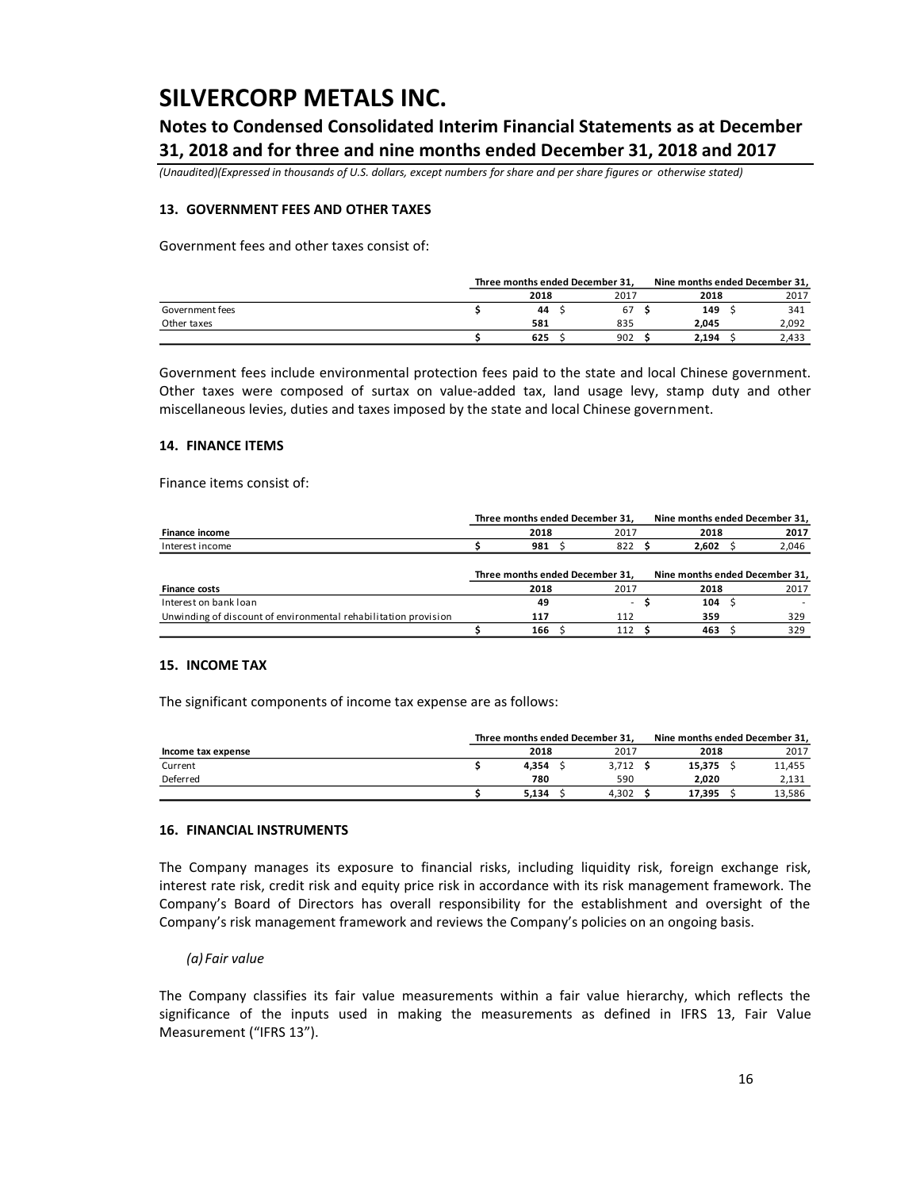# 13. GOVERNMENT FEES AND OTHER TAXES

Government fees and other taxes consist of:

| | Three months ended December 31, | | Nine months ended December 31, | |
|---|---|---|---|---|
| | **2018** | 2017 | **2018** | 2017 |
| Government fees | **$ 44** | $ 67 | **$ 149** | $ 341 |
| Other taxes | **581** | 835 | **2,045** | 2,092 |
| | **$ 625** | $ 902 | **$ 2,194** | $ 2,433 |

Government fees include environmental protection fees paid to the state and local Chinese government. Other taxes were composed of surtax on value-added tax, land usage levy, stamp duty and other miscellaneous levies, duties and taxes imposed by the state and local Chinese government.

# 14. FINANCE ITEMS

Finance items consist of:

| | Three months ended December 31, | | Nine months ended December 31, | |
|---|---|---|---|---|
| **Finance income** | **2018** | 2017 | **2018** | **2017** |
| Interest income | **$ 981** | $ 822 | **$ 2,602** | $ 2,046 |

| | Three months ended December 31, | | Nine months ended December 31, | |
|---|---|---|---|---|
| **Finance costs** | **2018** | 2017 | **2018** | 2017 |
| Interest on bank loan | **49** | - | **$ 104** | $ - |
| Unwinding of discount of environmental rehabilitation provision | **117** | 112 | **359** | 329 |
| | **$ 166** | $ 112 | **$ 463** | $ 329 |

# 15. INCOME TAX

The significant components of income tax expense are as follows:

| | Three months ended December 31, | | Nine months ended December 31, | |
|---|---|---|---|---|
| **Income tax expense** | **2018** | 2017 | **2018** | 2017 |
| Current | **$ 4,354** | $ 3,712 | **$ 15,375** | $ 11,455 |
| Deferred | **780** | 590 | **2,020** | 2,131 |
| | **$ 5,134** | $ 4,302 | **$ 17,395** | $ 13,586 |

# 16. FINANCIAL INSTRUMENTS

The Company manages its exposure to financial risks, including liquidity risk, foreign exchange risk, interest rate risk, credit risk and equity price risk in accordance with its risk management framework. The Company's Board of Directors has overall responsibility for the establishment and oversight of the Company's risk management framework and reviews the Company's policies on an ongoing basis.

*(a) Fair value*

The Company classifies its fair value measurements within a fair value hierarchy, which reflects the significance of the inputs used in making the measurements as defined in IFRS 13, Fair Value Measurement ("IFRS 13").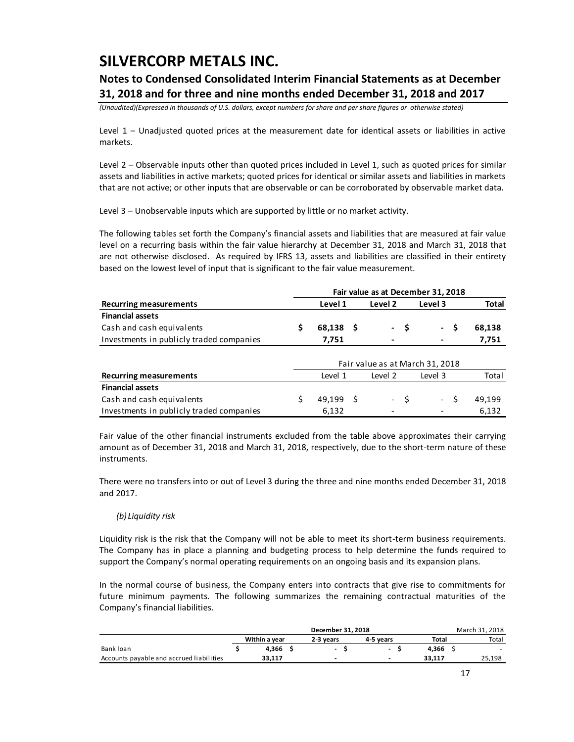Level 1 – Unadjusted quoted prices at the measurement date for identical assets or liabilities in active markets.

Level 2 – Observable inputs other than quoted prices included in Level 1, such as quoted prices for similar assets and liabilities in active markets; quoted prices for identical or similar assets and liabilities in markets that are not active; or other inputs that are observable or can be corroborated by observable market data.

Level 3 – Unobservable inputs which are supported by little or no market activity.

The following tables set forth the Company's financial assets and liabilities that are measured at fair value level on a recurring basis within the fair value hierarchy at December 31, 2018 and March 31, 2018 that are not otherwise disclosed. As required by IFRS 13, assets and liabilities are classified in their entirety based on the lowest level of input that is significant to the fair value measurement.

| | Fair value as at December 31, 2018 | | | |
|---|---|---|---|---|
| **Recurring measurements** | **Level 1** | **Level 2** | **Level 3** | **Total** |
| **Financial assets** | | | | |
| Cash and cash equivalents | **$ 68,138** | **$ -** | **$ -** | **$ 68,138** |
| Investments in publicly traded companies | **7,751** | **-** | **-** | **7,751** |

| | Fair value as at March 31, 2018 | | | |
|---|---|---|---|---|
| **Recurring measurements** | Level 1 | Level 2 | Level 3 | Total |
| **Financial assets** | | | | |
| Cash and cash equivalents | $ 49,199 | $ - | $ - | $ 49,199 |
| Investments in publicly traded companies | 6,132 | - | - | 6,132 |

Fair value of the other financial instruments excluded from the table above approximates their carrying amount as of December 31, 2018 and March 31, 2018, respectively, due to the short-term nature of these instruments.

There were no transfers into or out of Level 3 during the three and nine months ended December 31, 2018 and 2017.

*(b) Liquidity risk*

Liquidity risk is the risk that the Company will not be able to meet its short-term business requirements. The Company has in place a planning and budgeting process to help determine the funds required to support the Company's normal operating requirements on an ongoing basis and its expansion plans.

In the normal course of business, the Company enters into contracts that give rise to commitments for future minimum payments. The following summarizes the remaining contractual maturities of the Company's financial liabilities.

| | December 31, 2018 | | | | March 31, 2018 |
|---|---|---|---|---|---|
| | **Within a year** | **2-3 years** | **4-5 years** | **Total** | Total |
| Bank loan | **$ 4,366** | **$ -** | **$ -** | **$ 4,366** | $ - |
| Accounts payable and accrued liabilities | **33,117** | **-** | **-** | **33,117** | 25,198 |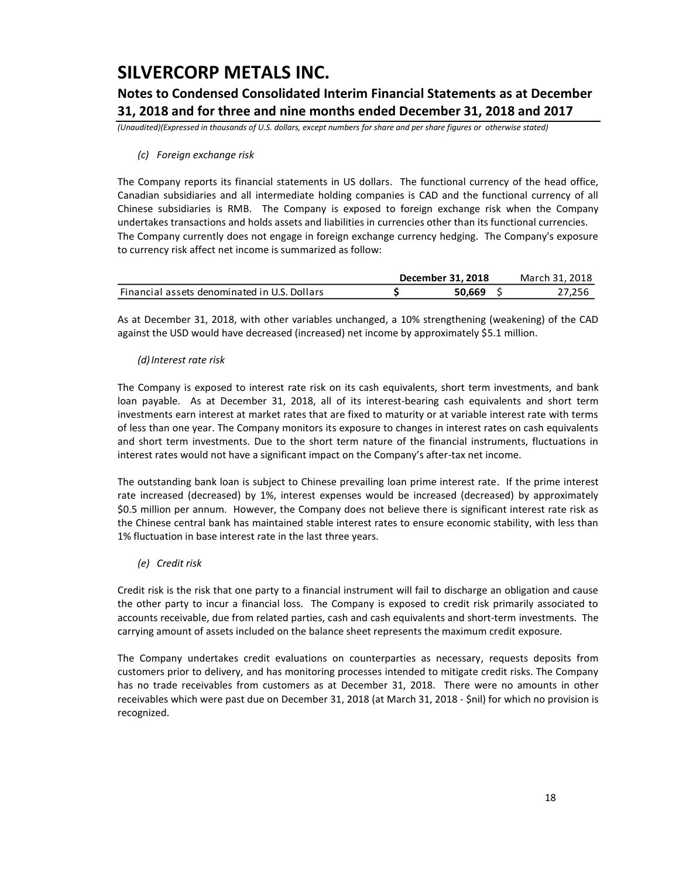*(c) Foreign exchange risk*

The Company reports its financial statements in US dollars. The functional currency of the head office, Canadian subsidiaries and all intermediate holding companies is CAD and the functional currency of all Chinese subsidiaries is RMB. The Company is exposed to foreign exchange risk when the Company undertakes transactions and holds assets and liabilities in currencies other than its functional currencies. The Company currently does not engage in foreign exchange currency hedging. The Company's exposure to currency risk affect net income is summarized as follow:

| | **December 31, 2018** | March 31, 2018 |
|---|---|---|
| Financial assets denominated in U.S. Dollars | **$ 50,669** | $ 27,256 |

As at December 31, 2018, with other variables unchanged, a 10% strengthening (weakening) of the CAD against the USD would have decreased (increased) net income by approximately $5.1 million.

*(d) Interest rate risk*

The Company is exposed to interest rate risk on its cash equivalents, short term investments, and bank loan payable. As at December 31, 2018, all of its interest-bearing cash equivalents and short term investments earn interest at market rates that are fixed to maturity or at variable interest rate with terms of less than one year. The Company monitors its exposure to changes in interest rates on cash equivalents and short term investments. Due to the short term nature of the financial instruments, fluctuations in interest rates would not have a significant impact on the Company's after-tax net income.

The outstanding bank loan is subject to Chinese prevailing loan prime interest rate. If the prime interest rate increased (decreased) by 1%, interest expenses would be increased (decreased) by approximately $0.5 million per annum. However, the Company does not believe there is significant interest rate risk as the Chinese central bank has maintained stable interest rates to ensure economic stability, with less than 1% fluctuation in base interest rate in the last three years.

*(e) Credit risk*

Credit risk is the risk that one party to a financial instrument will fail to discharge an obligation and cause the other party to incur a financial loss. The Company is exposed to credit risk primarily associated to accounts receivable, due from related parties, cash and cash equivalents and short-term investments. The carrying amount of assets included on the balance sheet represents the maximum credit exposure.

The Company undertakes credit evaluations on counterparties as necessary, requests deposits from customers prior to delivery, and has monitoring processes intended to mitigate credit risks. The Company has no trade receivables from customers as at December 31, 2018. There were no amounts in other receivables which were past due on December 31, 2018 (at March 31, 2018 - $nil) for which no provision is recognized.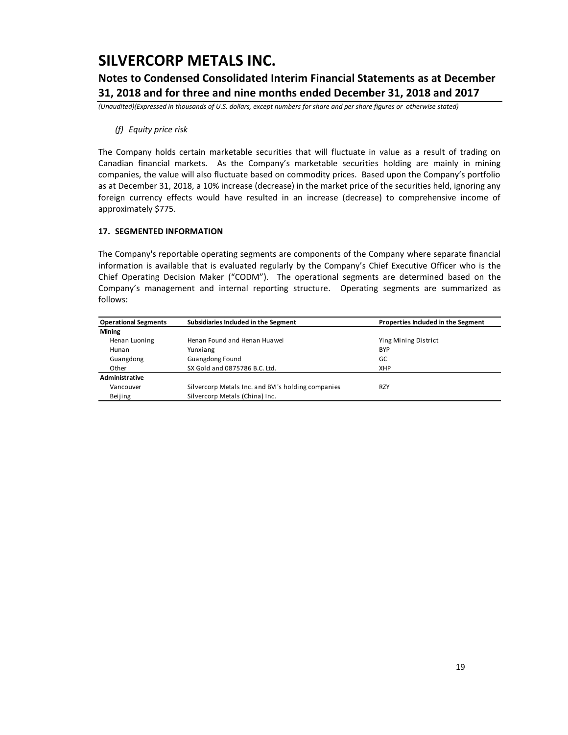*(f) Equity price risk*

The Company holds certain marketable securities that will fluctuate in value as a result of trading on Canadian financial markets. As the Company's marketable securities holding are mainly in mining companies, the value will also fluctuate based on commodity prices. Based upon the Company's portfolio as at December 31, 2018, a 10% increase (decrease) in the market price of the securities held, ignoring any foreign currency effects would have resulted in an increase (decrease) to comprehensive income of approximately $775.

**17. SEGMENTED INFORMATION**

The Company's reportable operating segments are components of the Company where separate financial information is available that is evaluated regularly by the Company's Chief Executive Officer who is the Chief Operating Decision Maker ("CODM"). The operational segments are determined based on the Company's management and internal reporting structure. Operating segments are summarized as follows:

| Operational Segments | Subsidiaries Included in the Segment | Properties Included in the Segment |
|---|---|---|
| **Mining** | | |
| Henan Luoning | Henan Found and Henan Huawei | Ying Mining District |
| Hunan | Yunxiang | BYP |
| Guangdong | Guangdong Found | GC |
| Other | SX Gold and 0875786 B.C. Ltd. | XHP |
| **Administrative** | | |
| Vancouver | Silvercorp Metals Inc. and BVI's holding companies | RZY |
| Beijing | Silvercorp Metals (China) Inc. | |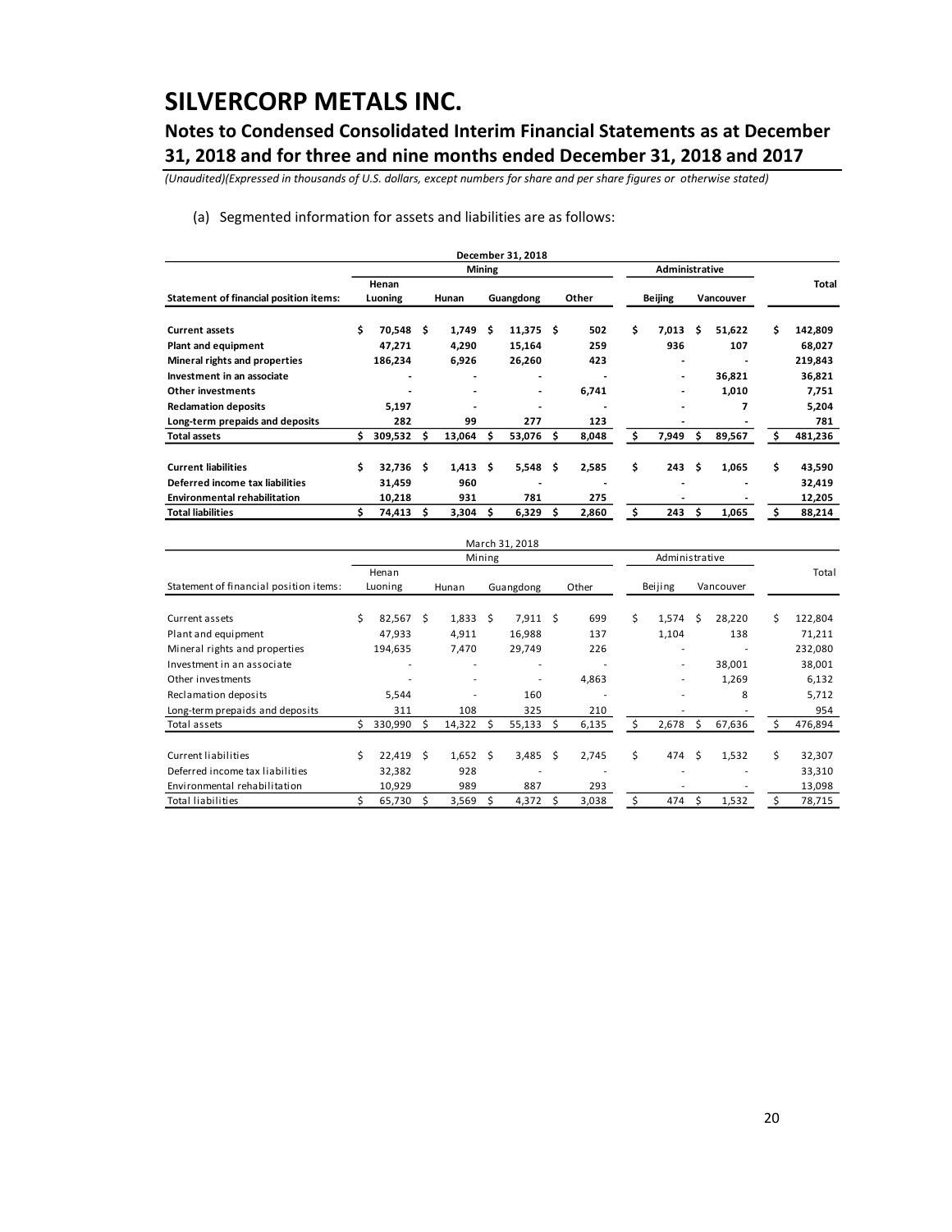# SILVERCORP METALS INC.

## Notes to Condensed Consolidated Interim Financial Statements as at December 31, 2018 and for three and nine months ended December 31, 2018 and 2017

*(Unaudited)(Expressed in thousands of U.S. dollars, except numbers for share and per share figures or otherwise stated)*

(a) Segmented information for assets and liabilities are as follows:

| December 31, 2018 | | | | | | | |
|---|---|---|---|---|---|---|---|
| | Mining | | | | Administrative | | |
| **Statement of financial position items:** | **Henan Luoning** | **Hunan** | **Guangdong** | **Other** | **Beijing** | **Vancouver** | **Total** |
| **Current assets** | $ 70,548 | $ 1,749 | $ 11,375 | $ 502 | $ 7,013 | $ 51,622 | $ 142,809 |
| **Plant and equipment** | 47,271 | 4,290 | 15,164 | 259 | 936 | 107 | 68,027 |
| **Mineral rights and properties** | 186,234 | 6,926 | 26,260 | 423 | - | - | 219,843 |
| **Investment in an associate** | - | - | - | - | - | 36,821 | 36,821 |
| **Other investments** | - | - | - | 6,741 | - | 1,010 | 7,751 |
| **Reclamation deposits** | 5,197 | - | - | - | - | 7 | 5,204 |
| **Long-term prepaids and deposits** | 282 | 99 | 277 | 123 | - | - | 781 |
| **Total assets** | $ 309,532 | $ 13,064 | $ 53,076 | $ 8,048 | $ 7,949 | $ 89,567 | $ 481,236 |
| **Current liabilities** | $ 32,736 | $ 1,413 | $ 5,548 | $ 2,585 | $ 243 | $ 1,065 | $ 43,590 |
| **Deferred income tax liabilities** | 31,459 | 960 | - | - | - | - | 32,419 |
| **Environmental rehabilitation** | 10,218 | 931 | 781 | 275 | - | - | 12,205 |
| **Total liabilities** | $ 74,413 | $ 3,304 | $ 6,329 | $ 2,860 | $ 243 | $ 1,065 | $ 88,214 |

| March 31, 2018 | | | | | | | |
|---|---|---|---|---|---|---|---|
| | Mining | | | | Administrative | | |
| Statement of financial position items: | Henan Luoning | Hunan | Guangdong | Other | Beijing | Vancouver | Total |
| Current assets | $ 82,567 | $ 1,833 | $ 7,911 | $ 699 | $ 1,574 | $ 28,220 | $ 122,804 |
| Plant and equipment | 47,933 | 4,911 | 16,988 | 137 | 1,104 | 138 | 71,211 |
| Mineral rights and properties | 194,635 | 7,470 | 29,749 | 226 | - | - | 232,080 |
| Investment in an associate | - | - | - | - | - | 38,001 | 38,001 |
| Other investments | - | - | - | 4,863 | - | 1,269 | 6,132 |
| Reclamation deposits | 5,544 | - | 160 | - | - | 8 | 5,712 |
| Long-term prepaids and deposits | 311 | 108 | 325 | 210 | - | - | 954 |
| Total assets | $ 330,990 | $ 14,322 | $ 55,133 | $ 6,135 | $ 2,678 | $ 67,636 | $ 476,894 |
| Current liabilities | $ 22,419 | $ 1,652 | $ 3,485 | $ 2,745 | $ 474 | $ 1,532 | $ 32,307 |
| Deferred income tax liabilities | 32,382 | 928 | - | - | - | - | 33,310 |
| Environmental rehabilitation | 10,929 | 989 | 887 | 293 | - | - | 13,098 |
| Total liabilities | $ 65,730 | $ 3,569 | $ 4,372 | $ 3,038 | $ 474 | $ 1,532 | $ 78,715 |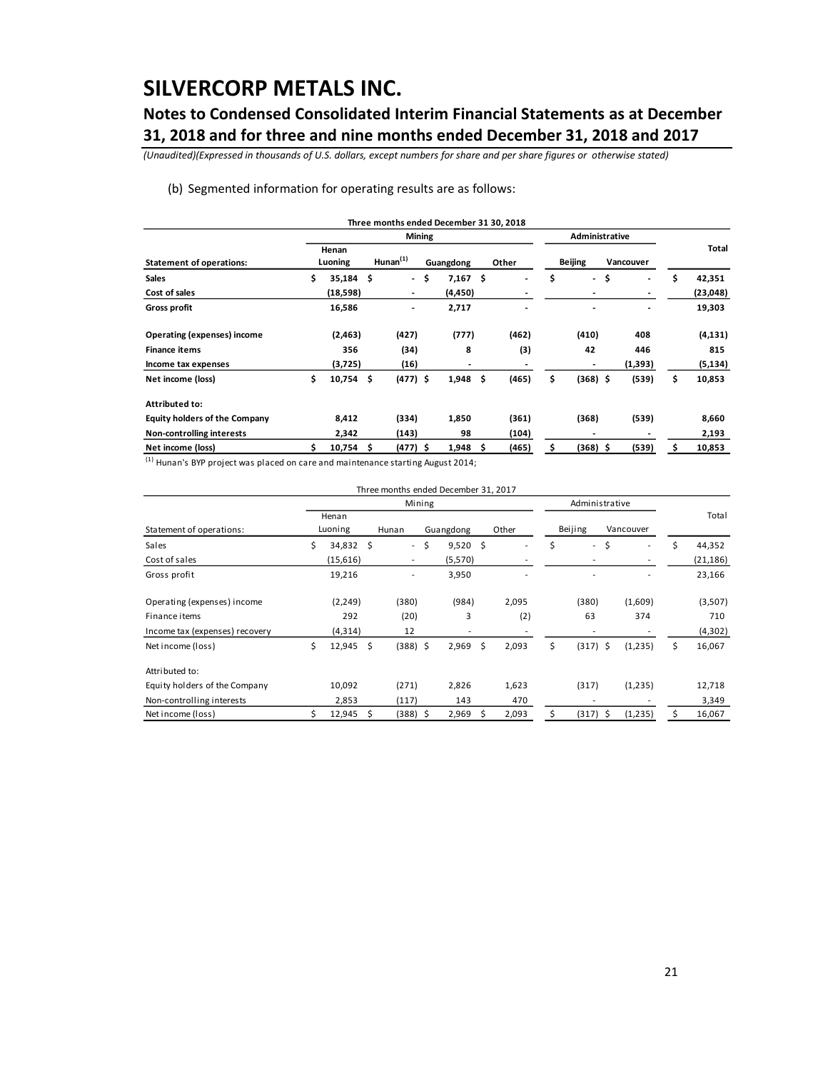# SILVERCORP METALS INC.

## Notes to Condensed Consolidated Interim Financial Statements as at December 31, 2018 and for three and nine months ended December 31, 2018 and 2017

*(Unaudited)(Expressed in thousands of U.S. dollars, except numbers for share and per share figures or otherwise stated)*

(b) Segmented information for operating results are as follows:

| Three months ended December 31 30, 2018 | | | | | | | |
|---|---|---|---|---|---|---|---|
| | Mining | | | | Administrative | | Total |
| **Statement of operations:** | **Henan Luoning** | **Hunan[1]** | **Guangdong** | **Other** | **Beijing** | **Vancouver** | |
| **Sales** | **$ 35,184** | **$ -** | **$ 7,167** | **$ -** | **$ -** | **$ -** | **$ 42,351** |
| **Cost of sales** | **(18,598)** | **-** | **(4,450)** | **-** | **-** | **-** | **(23,048)** |
| **Gross profit** | **16,586** | **-** | **2,717** | **-** | **-** | **-** | **19,303** |
| **Operating (expenses) income** | **(2,463)** | **(427)** | **(777)** | **(462)** | **(410)** | **408** | **(4,131)** |
| **Finance items** | **356** | **(34)** | **8** | **(3)** | **42** | **446** | **815** |
| **Income tax expenses** | **(3,725)** | **(16)** | **-** | **-** | **-** | **(1,393)** | **(5,134)** |
| **Net income (loss)** | **$ 10,754** | **$ (477)** | **$ 1,948** | **$ (465)** | **$ (368)** | **$ (539)** | **$ 10,853** |
| **Attributed to:** | | | | | | | |
| **Equity holders of the Company** | **8,412** | **(334)** | **1,850** | **(361)** | **(368)** | **(539)** | **8,660** |
| **Non-controlling interests** | **2,342** | **(143)** | **98** | **(104)** | **-** | **-** | **2,193** |
| **Net income (loss)** | **$ 10,754** | **$ (477)** | **$ 1,948** | **$ (465)** | **$ (368)** | **$ (539)** | **$ 10,853** |

[1] Hunan's BYP project was placed on care and maintenance starting August 2014;

| Three months ended December 31, 2017 | | | | | | | |
|---|---|---|---|---|---|---|---|
| | Mining | | | | Administrative | | Total |
| Statement of operations: | Henan Luoning | Hunan | Guangdong | Other | Beijing | Vancouver | |
| Sales | $ 34,832 | $ - | $ 9,520 | $ - | $ - | $ - | $ 44,352 |
| Cost of sales | (15,616) | - | (5,570) | - | - | - | (21,186) |
| Gross profit | 19,216 | - | 3,950 | - | - | - | 23,166 |
| Operating (expenses) income | (2,249) | (380) | (984) | 2,095 | (380) | (1,609) | (3,507) |
| Finance items | 292 | (20) | 3 | (2) | 63 | 374 | 710 |
| Income tax (expenses) recovery | (4,314) | 12 | - | - | - | - | (4,302) |
| Net income (loss) | $ 12,945 | $ (388) | $ 2,969 | $ 2,093 | $ (317) | $ (1,235) | $ 16,067 |
| Attributed to: | | | | | | | |
| Equity holders of the Company | 10,092 | (271) | 2,826 | 1,623 | (317) | (1,235) | 12,718 |
| Non-controlling interests | 2,853 | (117) | 143 | 470 | - | - | 3,349 |
| Net income (loss) | $ 12,945 | $ (388) | $ 2,969 | $ 2,093 | $ (317) | $ (1,235) | $ 16,067 |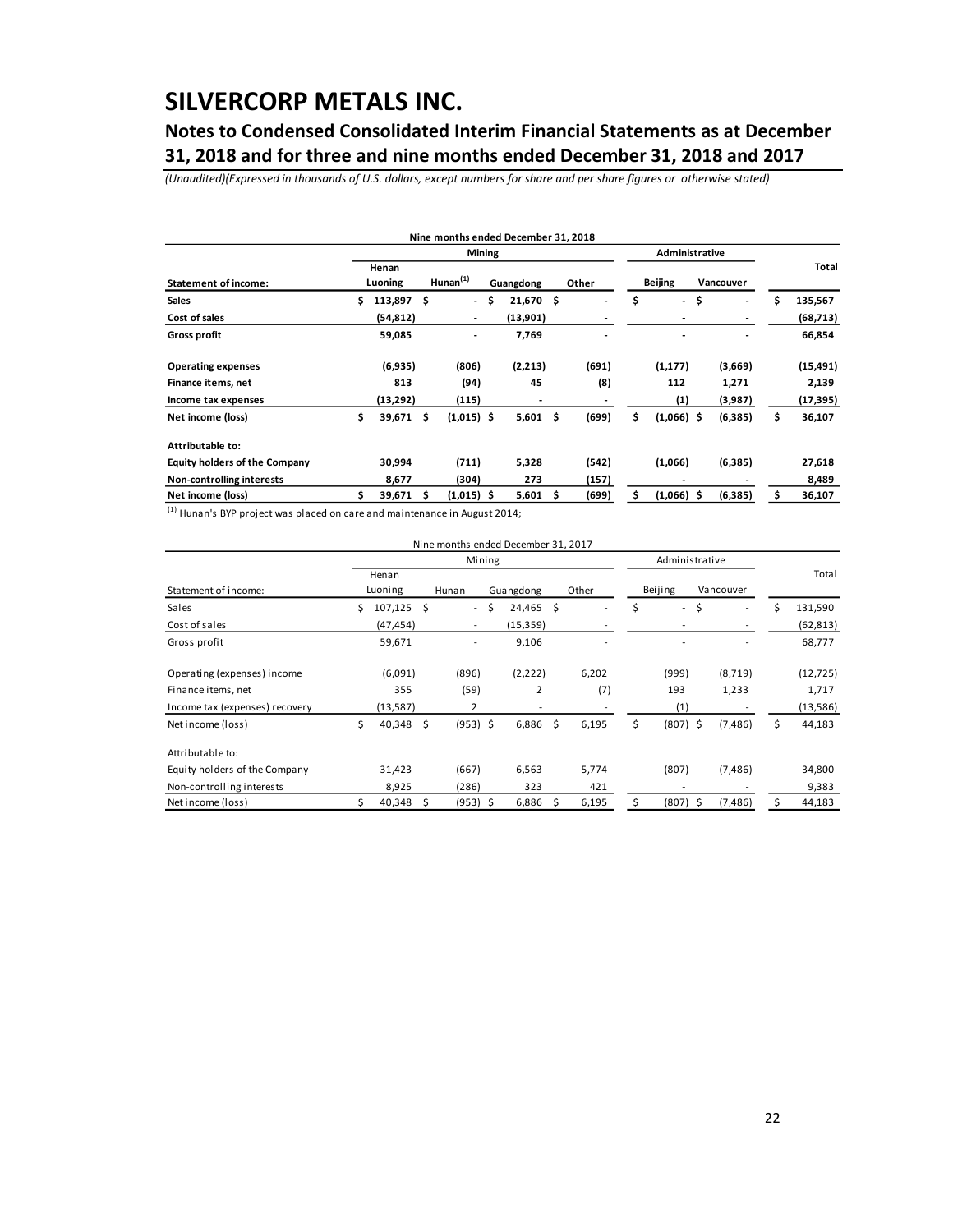# SILVERCORP METALS INC.

## Notes to Condensed Consolidated Interim Financial Statements as at December 31, 2018 and for three and nine months ended December 31, 2018 and 2017

*(Unaudited)(Expressed in thousands of U.S. dollars, except numbers for share and per share figures or otherwise stated)*

| Nine months ended December 31, 2018 | | | | | | | |
|---|---|---|---|---|---|---|---|
| | Mining | | | | Administrative | | |
| **Statement of income:** | **Henan Luoning** | **Hunan[1]** | **Guangdong** | **Other** | **Beijing** | **Vancouver** | **Total** |
| **Sales** | **$ 113,897** | **$ -** | **$ 21,670** | **$ -** | **$ -** | **$ -** | **$ 135,567** |
| **Cost of sales** | **(54,812)** | **-** | **(13,901)** | **-** | **-** | **-** | **(68,713)** |
| **Gross profit** | **59,085** | **-** | **7,769** | **-** | **-** | **-** | **66,854** |
| **Operating expenses** | **(6,935)** | **(806)** | **(2,213)** | **(691)** | **(1,177)** | **(3,669)** | **(15,491)** |
| **Finance items, net** | **813** | **(94)** | **45** | **(8)** | **112** | **1,271** | **2,139** |
| **Income tax expenses** | **(13,292)** | **(115)** | **-** | **-** | **(1)** | **(3,987)** | **(17,395)** |
| **Net income (loss)** | **$ 39,671** | **$ (1,015)** | **$ 5,601** | **$ (699)** | **$ (1,066)** | **$ (6,385)** | **$ 36,107** |
| **Attributable to:** | | | | | | | |
| **Equity holders of the Company** | **30,994** | **(711)** | **5,328** | **(542)** | **(1,066)** | **(6,385)** | **27,618** |
| **Non-controlling interests** | **8,677** | **(304)** | **273** | **(157)** | **-** | **-** | **8,489** |
| **Net income (loss)** | **$ 39,671** | **$ (1,015)** | **$ 5,601** | **$ (699)** | **$ (1,066)** | **$ (6,385)** | **$ 36,107** |

[1] Hunan's BYP project was placed on care and maintenance in August 2014;

| Nine months ended December 31, 2017 | | | | | | | |
|---|---|---|---|---|---|---|---|
| | Mining | | | | Administrative | | |
| Statement of income: | Henan Luoning | Hunan | Guangdong | Other | Beijing | Vancouver | Total |
| Sales | $ 107,125 | $ - | $ 24,465 | $ - | $ - | $ - | $ 131,590 |
| Cost of sales | (47,454) | - | (15,359) | - | - | - | (62,813) |
| Gross profit | 59,671 | - | 9,106 | - | - | - | 68,777 |
| Operating (expenses) income | (6,091) | (896) | (2,222) | 6,202 | (999) | (8,719) | (12,725) |
| Finance items, net | 355 | (59) | 2 | (7) | 193 | 1,233 | 1,717 |
| Income tax (expenses) recovery | (13,587) | 2 | - | - | (1) | - | (13,586) |
| Net income (loss) | $ 40,348 | $ (953) | $ 6,886 | $ 6,195 | $ (807) | $ (7,486) | $ 44,183 |
| Attributable to: | | | | | | | |
| Equity holders of the Company | 31,423 | (667) | 6,563 | 5,774 | (807) | (7,486) | 34,800 |
| Non-controlling interests | 8,925 | (286) | 323 | 421 | - | - | 9,383 |
| Net income (loss) | $ 40,348 | $ (953) | $ 6,886 | $ 6,195 | $ (807) | $ (7,486) | $ 44,183 |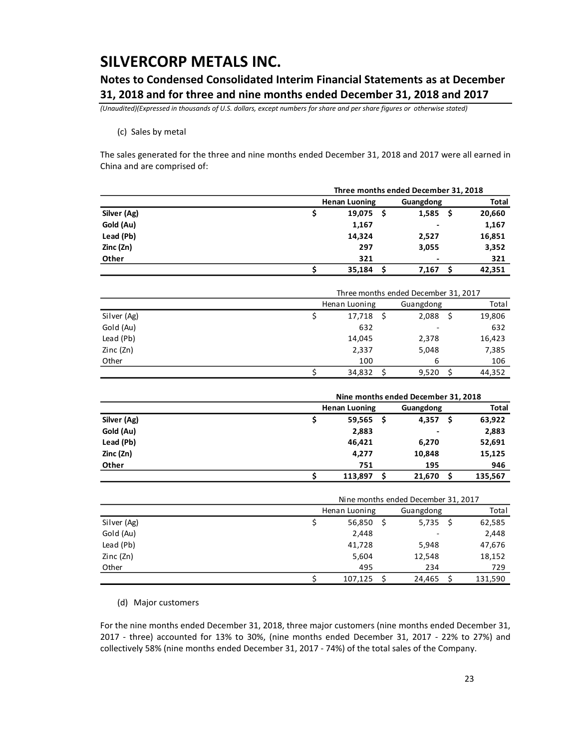(c) Sales by metal

The sales generated for the three and nine months ended December 31, 2018 and 2017 were all earned in China and are comprised of:

| | Three months ended December 31, 2018 | | |
|---|---|---|---|
| | **Henan Luoning** | **Guangdong** | **Total** |
| **Silver (Ag)** | $ 19,075 | $ 1,585 | $ 20,660 |
| **Gold (Au)** | 1,167 | - | 1,167 |
| **Lead (Pb)** | 14,324 | 2,527 | 16,851 |
| **Zinc (Zn)** | 297 | 3,055 | 3,352 |
| **Other** | 321 | - | 321 |
| | $ 35,184 | $ 7,167 | $ 42,351 |

| | Three months ended December 31, 2017 | | |
|---|---|---|---|
| | Henan Luoning | Guangdong | Total |
| Silver (Ag) | $ 17,718 | $ 2,088 | $ 19,806 |
| Gold (Au) | 632 | - | 632 |
| Lead (Pb) | 14,045 | 2,378 | 16,423 |
| Zinc (Zn) | 2,337 | 5,048 | 7,385 |
| Other | 100 | 6 | 106 |
| | $ 34,832 | $ 9,520 | $ 44,352 |

| | Nine months ended December 31, 2018 | | |
|---|---|---|---|
| | **Henan Luoning** | **Guangdong** | **Total** |
| **Silver (Ag)** | $ 59,565 | $ 4,357 | $ 63,922 |
| **Gold (Au)** | 2,883 | - | 2,883 |
| **Lead (Pb)** | 46,421 | 6,270 | 52,691 |
| **Zinc (Zn)** | 4,277 | 10,848 | 15,125 |
| **Other** | 751 | 195 | 946 |
| | $ 113,897 | $ 21,670 | $ 135,567 |

| | Nine months ended December 31, 2017 | | |
|---|---|---|---|
| | Henan Luoning | Guangdong | Total |
| Silver (Ag) | $ 56,850 | $ 5,735 | $ 62,585 |
| Gold (Au) | 2,448 | - | 2,448 |
| Lead (Pb) | 41,728 | 5,948 | 47,676 |
| Zinc (Zn) | 5,604 | 12,548 | 18,152 |
| Other | 495 | 234 | 729 |
| | $ 107,125 | $ 24,465 | $ 131,590 |

(d) Major customers

For the nine months ended December 31, 2018, three major customers (nine months ended December 31, 2017 - three) accounted for 13% to 30%, (nine months ended December 31, 2017 - 22% to 27%) and collectively 58% (nine months ended December 31, 2017 - 74%) of the total sales of the Company.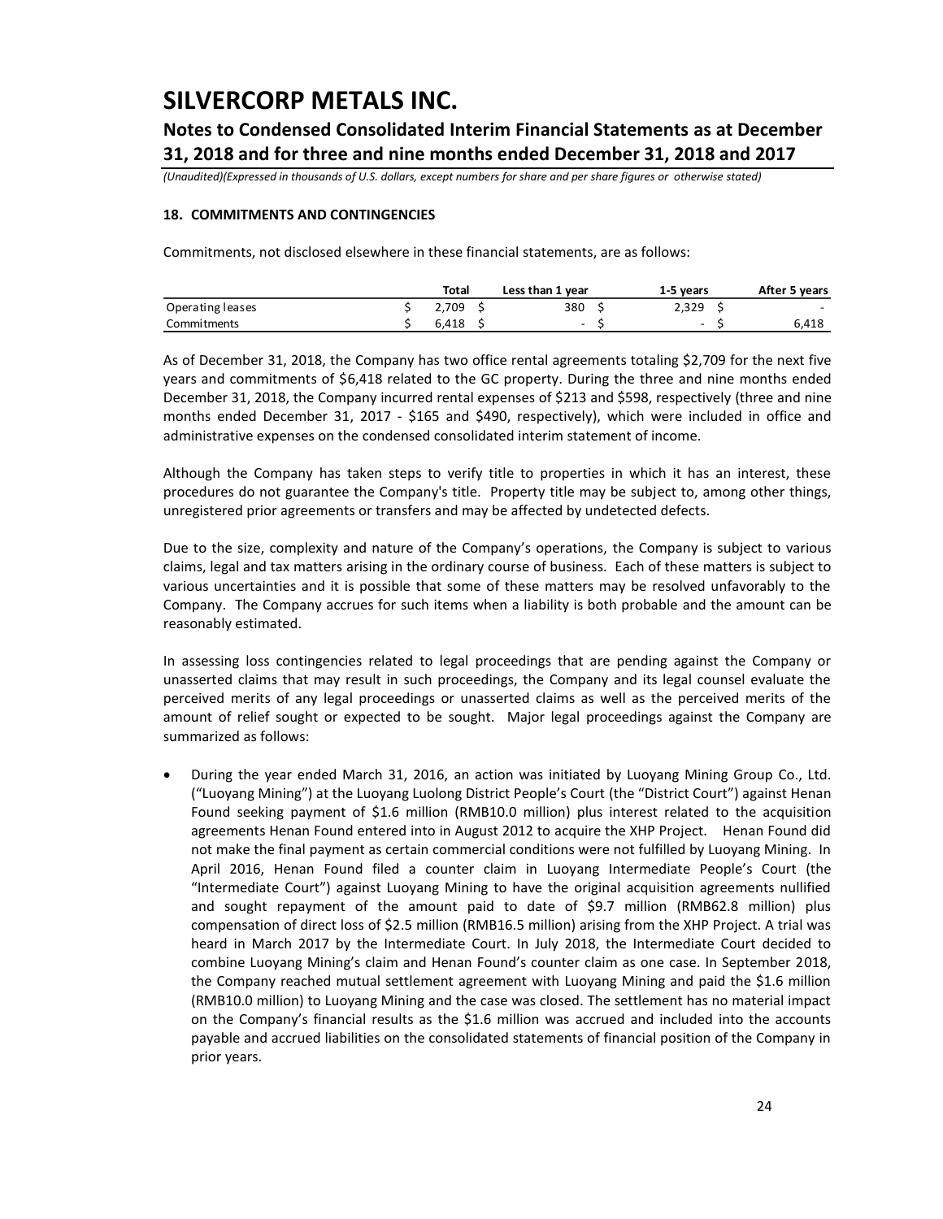# SILVERCORP METALS INC.

## Notes to Condensed Consolidated Interim Financial Statements as at December 31, 2018 and for three and nine months ended December 31, 2018 and 2017

*(Unaudited)(Expressed in thousands of U.S. dollars, except numbers for share and per share figures or otherwise stated)*

### 18. COMMITMENTS AND CONTINGENCIES

Commitments, not disclosed elsewhere in these financial statements, are as follows:

| | Total | Less than 1 year | 1-5 years | After 5 years |
|---|---|---|---|---|
| Operating leases | $ 2,709 | $ 380 | $ 2,329 | $ - |
| Commitments | $ 6,418 | $ - | $ - | $ 6,418 |

As of December 31, 2018, the Company has two office rental agreements totaling $2,709 for the next five years and commitments of $6,418 related to the GC property. During the three and nine months ended December 31, 2018, the Company incurred rental expenses of $213 and $598, respectively (three and nine months ended December 31, 2017 - $165 and $490, respectively), which were included in office and administrative expenses on the condensed consolidated interim statement of income.

Although the Company has taken steps to verify title to properties in which it has an interest, these procedures do not guarantee the Company's title. Property title may be subject to, among other things, unregistered prior agreements or transfers and may be affected by undetected defects.

Due to the size, complexity and nature of the Company's operations, the Company is subject to various claims, legal and tax matters arising in the ordinary course of business. Each of these matters is subject to various uncertainties and it is possible that some of these matters may be resolved unfavorably to the Company. The Company accrues for such items when a liability is both probable and the amount can be reasonably estimated.

In assessing loss contingencies related to legal proceedings that are pending against the Company or unasserted claims that may result in such proceedings, the Company and its legal counsel evaluate the perceived merits of any legal proceedings or unasserted claims as well as the perceived merits of the amount of relief sought or expected to be sought. Major legal proceedings against the Company are summarized as follows:

- During the year ended March 31, 2016, an action was initiated by Luoyang Mining Group Co., Ltd. ("Luoyang Mining") at the Luoyang Luolong District People's Court (the "District Court") against Henan Found seeking payment of $1.6 million (RMB10.0 million) plus interest related to the acquisition agreements Henan Found entered into in August 2012 to acquire the XHP Project. Henan Found did not make the final payment as certain commercial conditions were not fulfilled by Luoyang Mining. In April 2016, Henan Found filed a counter claim in Luoyang Intermediate People's Court (the "Intermediate Court") against Luoyang Mining to have the original acquisition agreements nullified and sought repayment of the amount paid to date of $9.7 million (RMB62.8 million) plus compensation of direct loss of $2.5 million (RMB16.5 million) arising from the XHP Project. A trial was heard in March 2017 by the Intermediate Court. In July 2018, the Intermediate Court decided to combine Luoyang Mining's claim and Henan Found's counter claim as one case. In September 2018, the Company reached mutual settlement agreement with Luoyang Mining and paid the $1.6 million (RMB10.0 million) to Luoyang Mining and the case was closed. The settlement has no material impact on the Company's financial results as the $1.6 million was accrued and included into the accounts payable and accrued liabilities on the consolidated statements of financial position of the Company in prior years.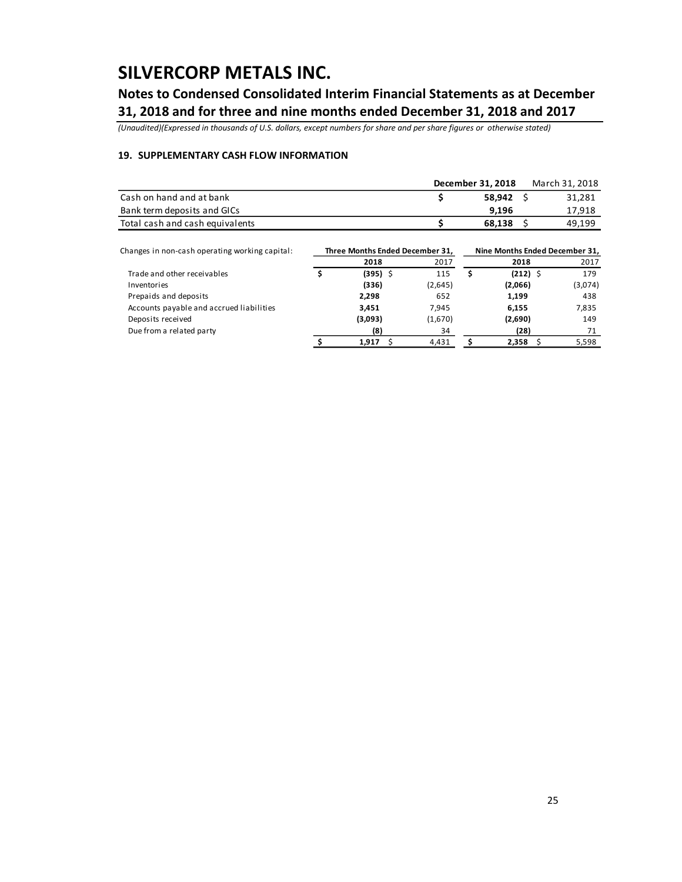# SILVERCORP METALS INC.

## Notes to Condensed Consolidated Interim Financial Statements as at December 31, 2018 and for three and nine months ended December 31, 2018 and 2017

*(Unaudited)(Expressed in thousands of U.S. dollars, except numbers for share and per share figures or otherwise stated)*

### 19. SUPPLEMENTARY CASH FLOW INFORMATION

| | December 31, 2018 | March 31, 2018 |
|---|---|---|
| Cash on hand and at bank | $ **58,942** | $ 31,281 |
| Bank term deposits and GICs | **9,196** | 17,918 |
| Total cash and cash equivalents | $ **68,138** | $ 49,199 |

| Changes in non-cash operating working capital: | Three Months Ended December 31, | | Nine Months Ended December 31, | |
|---|---|---|---|---|
| | **2018** | 2017 | **2018** | 2017 |
| Trade and other receivables | $ **(395)** | $ 115 | $ **(212)** | $ 179 |
| Inventories | **(336)** | (2,645) | **(2,066)** | (3,074) |
| Prepaids and deposits | **2,298** | 652 | **1,199** | 438 |
| Accounts payable and accrued liabilities | **3,451** | 7,945 | **6,155** | 7,835 |
| Deposits received | **(3,093)** | (1,670) | **(2,690)** | 149 |
| Due from a related party | **(8)** | 34 | **(28)** | 71 |
| | $ **1,917** | $ 4,431 | $ **2,358** | $ 5,598 |